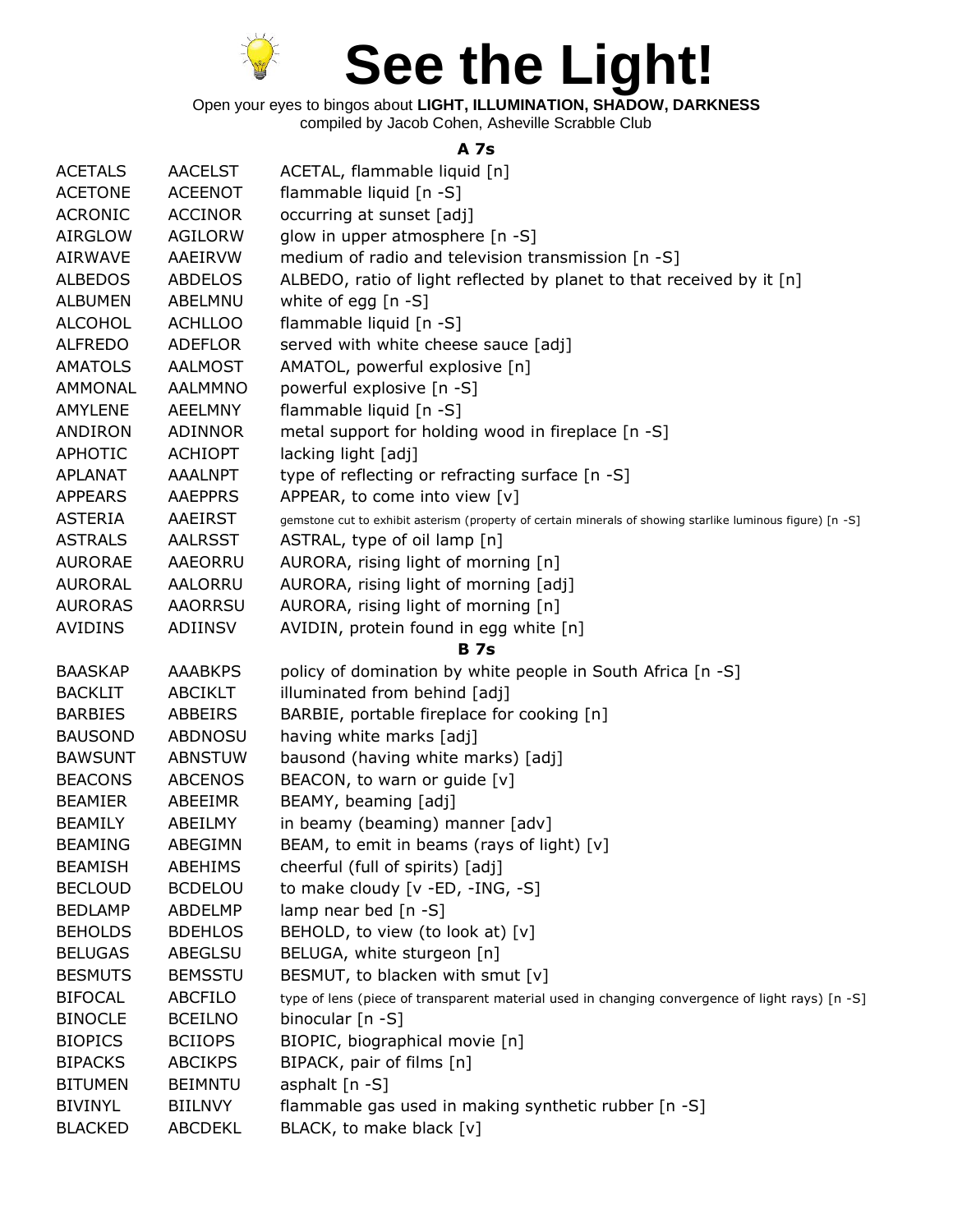# See the Light!

Open your eyes to bingos about **LIGHT, ILLUMINATION, SHADOW, DARKNESS**
compiled by Jacob Cohen, Asheville Scrabble Club

### A 7s

| | | |
|---|---|---|
| ACETALS | AACELST | ACETAL, flammable liquid [n] |
| ACETONE | ACEENOT | flammable liquid [n -S] |
| ACRONIC | ACCINOR | occurring at sunset [adj] |
| AIRGLOW | AGILORW | glow in upper atmosphere [n -S] |
| AIRWAVE | AAEIRVW | medium of radio and television transmission [n -S] |
| ALBEDOS | ABDELOS | ALBEDO, ratio of light reflected by planet to that received by it [n] |
| ALBUMEN | ABELMNU | white of egg [n -S] |
| ALCOHOL | ACHLLOO | flammable liquid [n -S] |
| ALFREDO | ADEFLOR | served with white cheese sauce [adj] |
| AMATOLS | AALMOST | AMATOL, powerful explosive [n] |
| AMMONAL | AALMMNO | powerful explosive [n -S] |
| AMYLENE | AEELMNY | flammable liquid [n -S] |
| ANDIRON | ADINNOR | metal support for holding wood in fireplace [n -S] |
| APHOTIC | ACHIOPT | lacking light [adj] |
| APLANAT | AAALNPT | type of reflecting or refracting surface [n -S] |
| APPEARS | AAEPPRS | APPEAR, to come into view [v] |
| ASTERIA | AAEIRST | gemstone cut to exhibit asterism (property of certain minerals of showing starlike luminous figure) [n -S] |
| ASTRALS | AALRSST | ASTRAL, type of oil lamp [n] |
| AURORAE | AAEORRU | AURORA, rising light of morning [n] |
| AURORAL | AALORRU | AURORA, rising light of morning [adj] |
| AURORAS | AAORRSU | AURORA, rising light of morning [n] |
| AVIDINS | ADIINSV | AVIDIN, protein found in egg white [n] |

### B 7s

| | | |
|---|---|---|
| BAASKAP | AAABKPS | policy of domination by white people in South Africa [n -S] |
| BACKLIT | ABCIKLT | illuminated from behind [adj] |
| BARBIES | ABBEIRS | BARBIE, portable fireplace for cooking [n] |
| BAUSOND | ABDNOSU | having white marks [adj] |
| BAWSUNT | ABNSTUW | bausond (having white marks) [adj] |
| BEACONS | ABCENOS | BEACON, to warn or guide [v] |
| BEAMIER | ABEEIMR | BEAMY, beaming [adj] |
| BEAMILY | ABEILMY | in beamy (beaming) manner [adv] |
| BEAMING | ABEGIMN | BEAM, to emit in beams (rays of light) [v] |
| BEAMISH | ABEHIMS | cheerful (full of spirits) [adj] |
| BECLOUD | BCDELOU | to make cloudy [v -ED, -ING, -S] |
| BEDLAMP | ABDELMP | lamp near bed [n -S] |
| BEHOLDS | BDEHLOS | BEHOLD, to view (to look at) [v] |
| BELUGAS | ABEGLSU | BELUGA, white sturgeon [n] |
| BESMUTS | BEMSSTU | BESMUT, to blacken with smut [v] |
| BIFOCAL | ABCFILO | type of lens (piece of transparent material used in changing convergence of light rays) [n -S] |
| BINOCLE | BCEILNO | binocular [n -S] |
| BIOPICS | BCIIOPS | BIOPIC, biographical movie [n] |
| BIPACKS | ABCIKPS | BIPACK, pair of films [n] |
| BITUMEN | BEIMNTU | asphalt [n -S] |
| BIVINYL | BIILNVY | flammable gas used in making synthetic rubber [n -S] |
| BLACKED | ABCDEKL | BLACK, to make black [v] |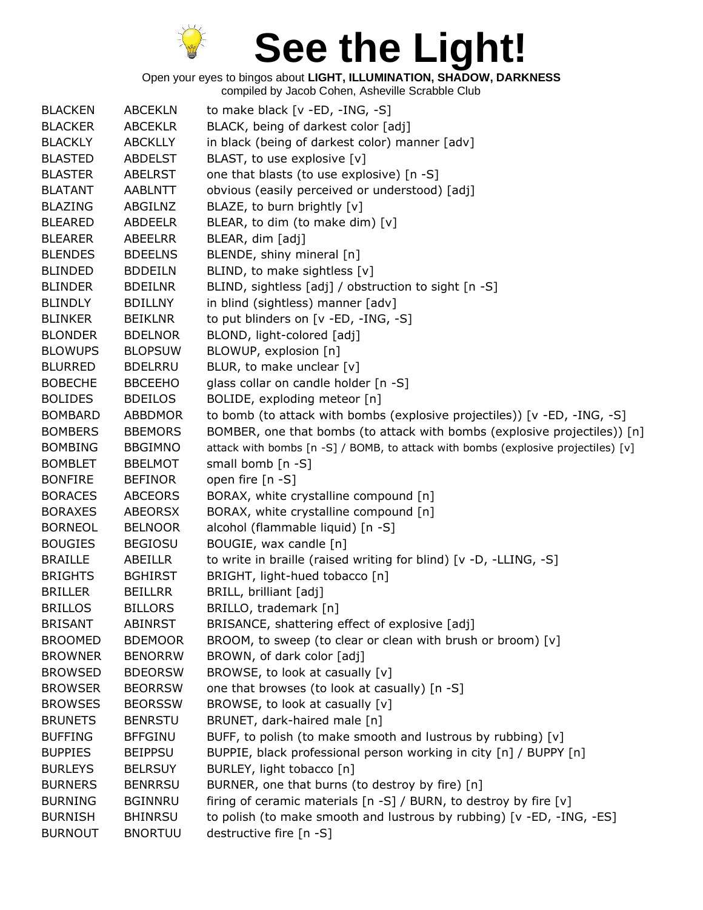# See the Light!

Open your eyes to bingos about **LIGHT, ILLUMINATION, SHADOW, DARKNESS**
compiled by Jacob Cohen, Asheville Scrabble Club

| | | |
|---|---|---|
| BLACKEN | ABCEKLN | to make black [v -ED, -ING, -S] |
| BLACKER | ABCEKLR | BLACK, being of darkest color [adj] |
| BLACKLY | ABCKLLY | in black (being of darkest color) manner [adv] |
| BLASTED | ABDELST | BLAST, to use explosive [v] |
| BLASTER | ABELRST | one that blasts (to use explosive) [n -S] |
| BLATANT | AABLNTT | obvious (easily perceived or understood) [adj] |
| BLAZING | ABGILNZ | BLAZE, to burn brightly [v] |
| BLEARED | ABDEELR | BLEAR, to dim (to make dim) [v] |
| BLEARER | ABEELRR | BLEAR, dim [adj] |
| BLENDES | BDEELNS | BLENDE, shiny mineral [n] |
| BLINDED | BDDEILN | BLIND, to make sightless [v] |
| BLINDER | BDEILNR | BLIND, sightless [adj] / obstruction to sight [n -S] |
| BLINDLY | BDILLNY | in blind (sightless) manner [adv] |
| BLINKER | BEIKLNR | to put blinders on [v -ED, -ING, -S] |
| BLONDER | BDELNOR | BLOND, light-colored [adj] |
| BLOWUPS | BLOPSUW | BLOWUP, explosion [n] |
| BLURRED | BDELRRU | BLUR, to make unclear [v] |
| BOBECHE | BBCEEHO | glass collar on candle holder [n -S] |
| BOLIDES | BDEILOS | BOLIDE, exploding meteor [n] |
| BOMBARD | ABBDMOR | to bomb (to attack with bombs (explosive projectiles)) [v -ED, -ING, -S] |
| BOMBERS | BBEMORS | BOMBER, one that bombs (to attack with bombs (explosive projectiles)) [n] |
| BOMBING | BBGIMNO | attack with bombs [n -S] / BOMB, to attack with bombs (explosive projectiles) [v] |
| BOMBLET | BBELMOT | small bomb [n -S] |
| BONFIRE | BEFINOR | open fire [n -S] |
| BORACES | ABCEORS | BORAX, white crystalline compound [n] |
| BORAXES | ABEORSX | BORAX, white crystalline compound [n] |
| BORNEOL | BELNOOR | alcohol (flammable liquid) [n -S] |
| BOUGIES | BEGIOSU | BOUGIE, wax candle [n] |
| BRAILLE | ABEILLR | to write in braille (raised writing for blind) [v -D, -LLING, -S] |
| BRIGHTS | BGHIRST | BRIGHT, light-hued tobacco [n] |
| BRILLER | BEILLRR | BRILL, brilliant [adj] |
| BRILLOS | BILLORS | BRILLO, trademark [n] |
| BRISANT | ABINRST | BRISANCE, shattering effect of explosive [adj] |
| BROOMED | BDEMOOR | BROOM, to sweep (to clear or clean with brush or broom) [v] |
| BROWNER | BENORRW | BROWN, of dark color [adj] |
| BROWSED | BDEORSW | BROWSE, to look at casually [v] |
| BROWSER | BEORRSW | one that browses (to look at casually) [n -S] |
| BROWSES | BEORSSW | BROWSE, to look at casually [v] |
| BRUNETS | BENRSTU | BRUNET, dark-haired male [n] |
| BUFFING | BFFGINU | BUFF, to polish (to make smooth and lustrous by rubbing) [v] |
| BUPPIES | BEIPPSU | BUPPIE, black professional person working in city [n] / BUPPY [n] |
| BURLEYS | BELRSUY | BURLEY, light tobacco [n] |
| BURNERS | BENRRSU | BURNER, one that burns (to destroy by fire) [n] |
| BURNING | BGINNRU | firing of ceramic materials [n -S] / BURN, to destroy by fire [v] |
| BURNISH | BHINRSU | to polish (to make smooth and lustrous by rubbing) [v -ED, -ING, -ES] |
| BURNOUT | BNORTUU | destructive fire [n -S] |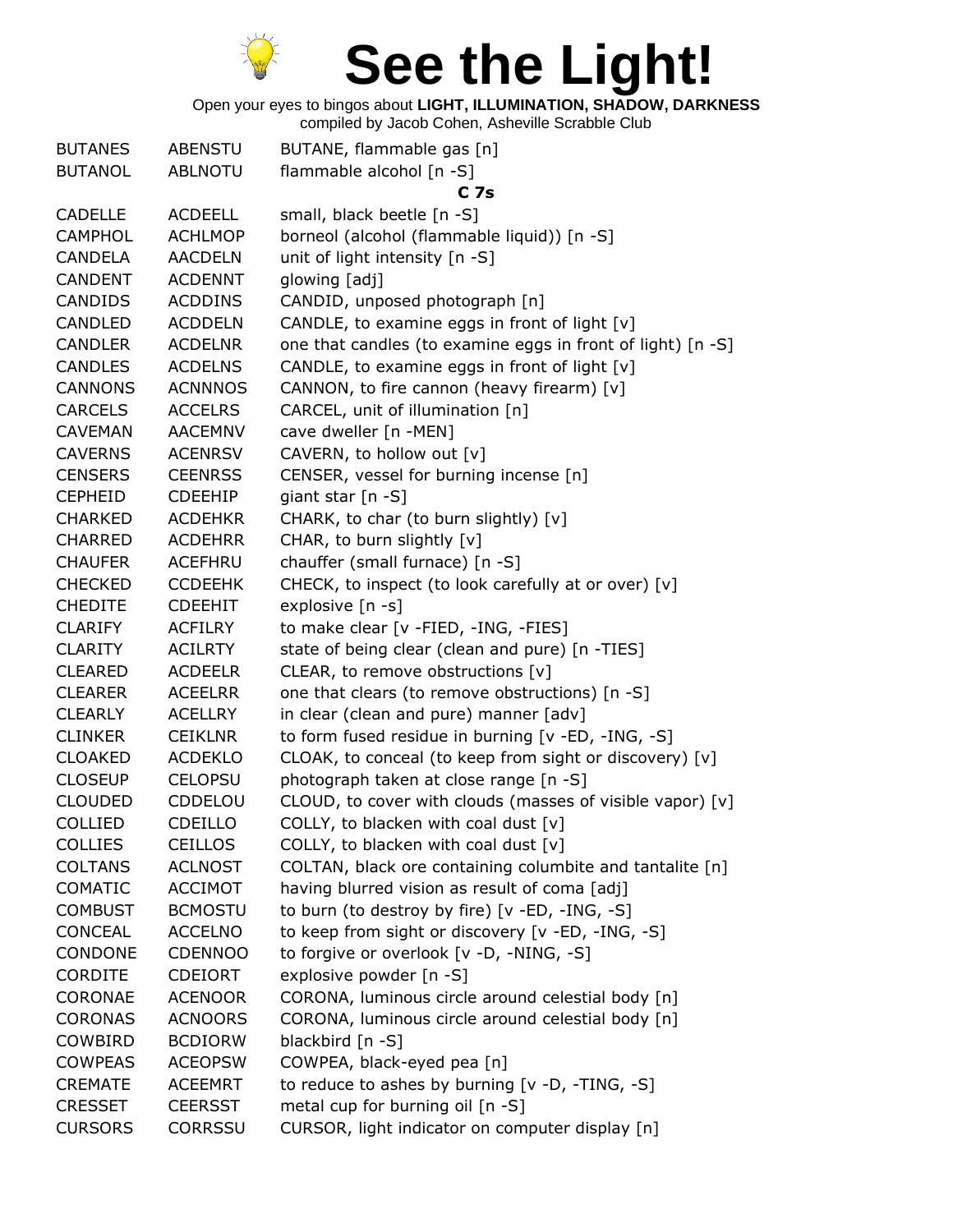# See the Light!

Open your eyes to bingos about **LIGHT, ILLUMINATION, SHADOW, DARKNESS**
compiled by Jacob Cohen, Asheville Scrabble Club

| | | |
|---|---|---|
| BUTANES | ABENSTU | BUTANE, flammable gas [n] |
| BUTANOL | ABLNOTU | flammable alcohol [n -S] |
| | | **C 7s** |
| CADELLE | ACDEELL | small, black beetle [n -S] |
| CAMPHOL | ACHLMOP | borneol (alcohol (flammable liquid)) [n -S] |
| CANDELA | AACDELN | unit of light intensity [n -S] |
| CANDENT | ACDENNT | glowing [adj] |
| CANDIDS | ACDDINS | CANDID, unposed photograph [n] |
| CANDLED | ACDDELN | CANDLE, to examine eggs in front of light [v] |
| CANDLER | ACDELNR | one that candles (to examine eggs in front of light) [n -S] |
| CANDLES | ACDELNS | CANDLE, to examine eggs in front of light [v] |
| CANNONS | ACNNNOS | CANNON, to fire cannon (heavy firearm) [v] |
| CARCELS | ACCELRS | CARCEL, unit of illumination [n] |
| CAVEMAN | AACEMNV | cave dweller [n -MEN] |
| CAVERNS | ACENRSV | CAVERN, to hollow out [v] |
| CENSERS | CEENRSS | CENSER, vessel for burning incense [n] |
| CEPHEID | CDEEHIP | giant star [n -S] |
| CHARKED | ACDEHKR | CHARK, to char (to burn slightly) [v] |
| CHARRED | ACDEHRR | CHAR, to burn slightly [v] |
| CHAUFER | ACEFHRU | chauffer (small furnace) [n -S] |
| CHECKED | CCDEEHK | CHECK, to inspect (to look carefully at or over) [v] |
| CHEDITE | CDEEHIT | explosive [n -s] |
| CLARIFY | ACFILRY | to make clear [v -FIED, -ING, -FIES] |
| CLARITY | ACILRTY | state of being clear (clean and pure) [n -TIES] |
| CLEARED | ACDEELR | CLEAR, to remove obstructions [v] |
| CLEARER | ACEELRR | one that clears (to remove obstructions) [n -S] |
| CLEARLY | ACELLRY | in clear (clean and pure) manner [adv] |
| CLINKER | CEIKLNR | to form fused residue in burning [v -ED, -ING, -S] |
| CLOAKED | ACDEKLO | CLOAK, to conceal (to keep from sight or discovery) [v] |
| CLOSEUP | CELOPSU | photograph taken at close range [n -S] |
| CLOUDED | CDDELOU | CLOUD, to cover with clouds (masses of visible vapor) [v] |
| COLLIED | CDEILLO | COLLY, to blacken with coal dust [v] |
| COLLIES | CEILLOS | COLLY, to blacken with coal dust [v] |
| COLTANS | ACLNOST | COLTAN, black ore containing columbite and tantalite [n] |
| COMATIC | ACCIMOT | having blurred vision as result of coma [adj] |
| COMBUST | BCMOSTU | to burn (to destroy by fire) [v -ED, -ING, -S] |
| CONCEAL | ACCELNO | to keep from sight or discovery [v -ED, -ING, -S] |
| CONDONE | CDENNOO | to forgive or overlook [v -D, -NING, -S] |
| CORDITE | CDEIORT | explosive powder [n -S] |
| CORONAE | ACENOOR | CORONA, luminous circle around celestial body [n] |
| CORONAS | ACNOORS | CORONA, luminous circle around celestial body [n] |
| COWBIRD | BCDIORW | blackbird [n -S] |
| COWPEAS | ACEOPSW | COWPEA, black-eyed pea [n] |
| CREMATE | ACEEMRT | to reduce to ashes by burning [v -D, -TING, -S] |
| CRESSET | CEERSST | metal cup for burning oil [n -S] |
| CURSORS | CORRSSU | CURSOR, light indicator on computer display [n] |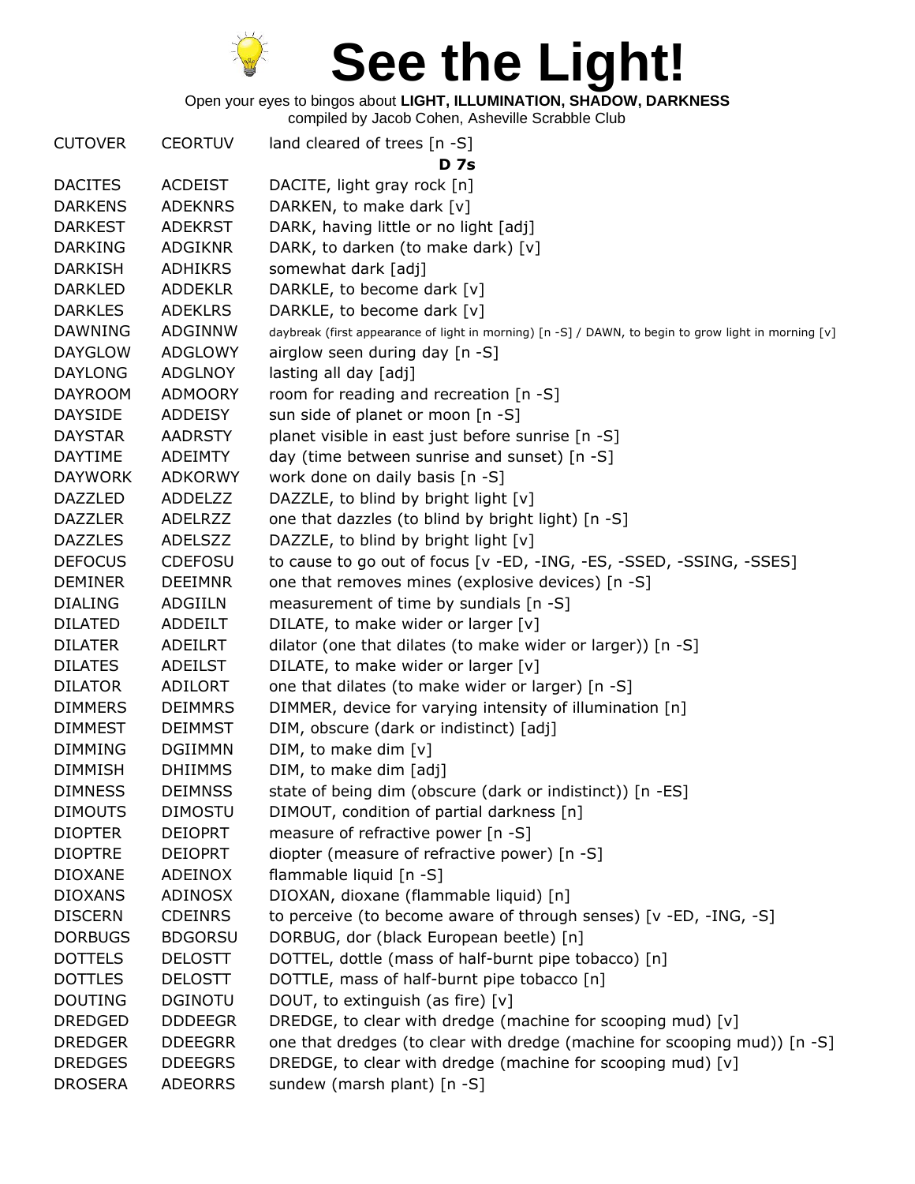# See the Light!

Open your eyes to bingos about **LIGHT, ILLUMINATION, SHADOW, DARKNESS**

compiled by Jacob Cohen, Asheville Scrabble Club

| | | |
|---|---|---|
| CUTOVER | CEORTUV | land cleared of trees [n -S] |
| | | **D 7s** |
| DACITES | ACDEIST | DACITE, light gray rock [n] |
| DARKENS | ADEKNRS | DARKEN, to make dark [v] |
| DARKEST | ADEKRST | DARK, having little or no light [adj] |
| DARKING | ADGIKNR | DARK, to darken (to make dark) [v] |
| DARKISH | ADHIKRS | somewhat dark [adj] |
| DARKLED | ADDEKLR | DARKLE, to become dark [v] |
| DARKLES | ADEKLRS | DARKLE, to become dark [v] |
| DAWNING | ADGINNW | daybreak (first appearance of light in morning) [n -S] / DAWN, to begin to grow light in morning [v] |
| DAYGLOW | ADGLOWY | airglow seen during day [n -S] |
| DAYLONG | ADGLNOY | lasting all day [adj] |
| DAYROOM | ADMOORY | room for reading and recreation [n -S] |
| DAYSIDE | ADDEISY | sun side of planet or moon [n -S] |
| DAYSTAR | AADRSTY | planet visible in east just before sunrise [n -S] |
| DAYTIME | ADEIMTY | day (time between sunrise and sunset) [n -S] |
| DAYWORK | ADKORWY | work done on daily basis [n -S] |
| DAZZLED | ADDELZZ | DAZZLE, to blind by bright light [v] |
| DAZZLER | ADELRZZ | one that dazzles (to blind by bright light) [n -S] |
| DAZZLES | ADELSZZ | DAZZLE, to blind by bright light [v] |
| DEFOCUS | CDEFOSU | to cause to go out of focus [v -ED, -ING, -ES, -SSED, -SSING, -SSES] |
| DEMINER | DEEIMNR | one that removes mines (explosive devices) [n -S] |
| DIALING | ADGIILN | measurement of time by sundials [n -S] |
| DILATED | ADDEILT | DILATE, to make wider or larger [v] |
| DILATER | ADEILRT | dilator (one that dilates (to make wider or larger)) [n -S] |
| DILATES | ADEILST | DILATE, to make wider or larger [v] |
| DILATOR | ADILORT | one that dilates (to make wider or larger) [n -S] |
| DIMMERS | DEIMMRS | DIMMER, device for varying intensity of illumination [n] |
| DIMMEST | DEIMMST | DIM, obscure (dark or indistinct) [adj] |
| DIMMING | DGIIMMN | DIM, to make dim [v] |
| DIMMISH | DHIIMMS | DIM, to make dim [adj] |
| DIMNESS | DEIMNSS | state of being dim (obscure (dark or indistinct)) [n -ES] |
| DIMOUTS | DIMOSTU | DIMOUT, condition of partial darkness [n] |
| DIOPTER | DEIOPRT | measure of refractive power [n -S] |
| DIOPTRE | DEIOPRT | diopter (measure of refractive power) [n -S] |
| DIOXANE | ADEINOX | flammable liquid [n -S] |
| DIOXANS | ADINOSX | DIOXAN, dioxane (flammable liquid) [n] |
| DISCERN | CDEINRS | to perceive (to become aware of through senses) [v -ED, -ING, -S] |
| DORBUGS | BDGORSU | DORBUG, dor (black European beetle) [n] |
| DOTTELS | DELOSTT | DOTTEL, dottle (mass of half-burnt pipe tobacco) [n] |
| DOTTLES | DELOSTT | DOTTLE, mass of half-burnt pipe tobacco [n] |
| DOUTING | DGINOTU | DOUT, to extinguish (as fire) [v] |
| DREDGED | DDDEEGR | DREDGE, to clear with dredge (machine for scooping mud) [v] |
| DREDGER | DDEEGRR | one that dredges (to clear with dredge (machine for scooping mud)) [n -S] |
| DREDGES | DDEEGRS | DREDGE, to clear with dredge (machine for scooping mud) [v] |
| DROSERA | ADEORRS | sundew (marsh plant) [n -S] |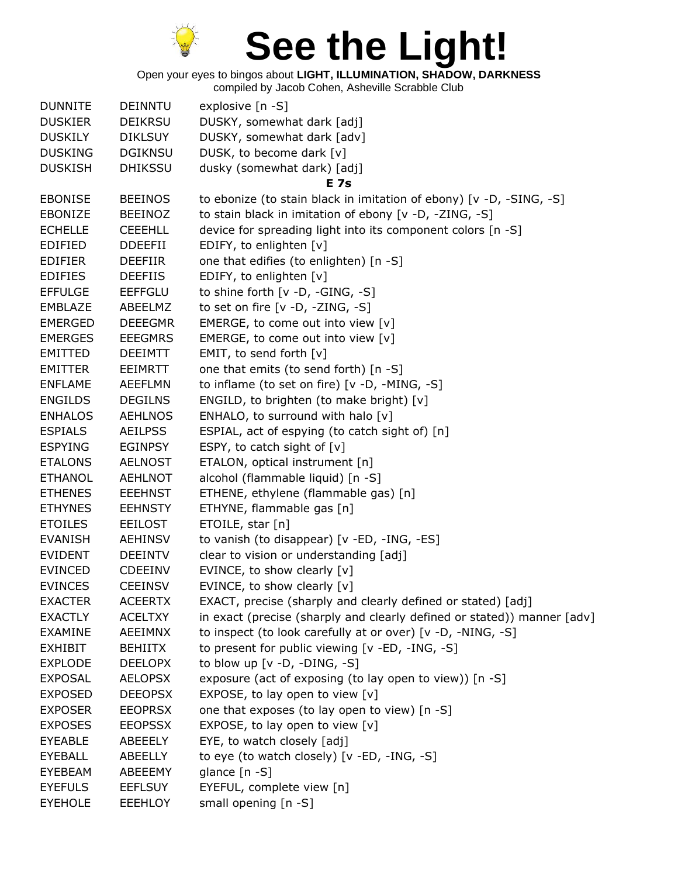# See the Light!

Open your eyes to bingos about **LIGHT, ILLUMINATION, SHADOW, DARKNESS**
compiled by Jacob Cohen, Asheville Scrabble Club

| | | |
|---|---|---|
| DUNNITE | DEINNTU | explosive [n -S] |
| DUSKIER | DEIKRSU | DUSKY, somewhat dark [adj] |
| DUSKILY | DIKLSUY | DUSKY, somewhat dark [adv] |
| DUSKING | DGIKNSU | DUSK, to become dark [v] |
| DUSKISH | DHIKSSU | dusky (somewhat dark) [adj] |
| | | **E 7s** |
| EBONISE | BEEINOS | to ebonize (to stain black in imitation of ebony) [v -D, -SING, -S] |
| EBONIZE | BEEINOZ | to stain black in imitation of ebony [v -D, -ZING, -S] |
| ECHELLE | CEEEHLL | device for spreading light into its component colors [n -S] |
| EDIFIED | DDEEFII | EDIFY, to enlighten [v] |
| EDIFIER | DEEFIIR | one that edifies (to enlighten) [n -S] |
| EDIFIES | DEEFIIS | EDIFY, to enlighten [v] |
| EFFULGE | EEFFGLU | to shine forth [v -D, -GING, -S] |
| EMBLAZE | ABEELMZ | to set on fire [v -D, -ZING, -S] |
| EMERGED | DEEEGMR | EMERGE, to come out into view [v] |
| EMERGES | EEEGMRS | EMERGE, to come out into view [v] |
| EMITTED | DEEIMTT | EMIT, to send forth [v] |
| EMITTER | EEIMRTT | one that emits (to send forth) [n -S] |
| ENFLAME | AEEFLMN | to inflame (to set on fire) [v -D, -MING, -S] |
| ENGILDS | DEGILNS | ENGILD, to brighten (to make bright) [v] |
| ENHALOS | AEHLNOS | ENHALO, to surround with halo [v] |
| ESPIALS | AEILPSS | ESPIAL, act of espying (to catch sight of) [n] |
| ESPYING | EGINPSY | ESPY, to catch sight of [v] |
| ETALONS | AELNOST | ETALON, optical instrument [n] |
| ETHANOL | AEHLNOT | alcohol (flammable liquid) [n -S] |
| ETHENES | EEEHNST | ETHENE, ethylene (flammable gas) [n] |
| ETHYNES | EEHNSTY | ETHYNE, flammable gas [n] |
| ETOILES | EEILOST | ETOILE, star [n] |
| EVANISH | AEHINSV | to vanish (to disappear) [v -ED, -ING, -ES] |
| EVIDENT | DEEINTV | clear to vision or understanding [adj] |
| EVINCED | CDEEINV | EVINCE, to show clearly [v] |
| EVINCES | CEEINSV | EVINCE, to show clearly [v] |
| EXACTER | ACEERTX | EXACT, precise (sharply and clearly defined or stated) [adj] |
| EXACTLY | ACELTXY | in exact (precise (sharply and clearly defined or stated)) manner [adv] |
| EXAMINE | AEEIMNX | to inspect (to look carefully at or over) [v -D, -NING, -S] |
| EXHIBIT | BEHIITX | to present for public viewing [v -ED, -ING, -S] |
| EXPLODE | DEELOPX | to blow up [v -D, -DING, -S] |
| EXPOSAL | AELOPSX | exposure (act of exposing (to lay open to view)) [n -S] |
| EXPOSED | DEEOPSX | EXPOSE, to lay open to view [v] |
| EXPOSER | EEOPRSX | one that exposes (to lay open to view) [n -S] |
| EXPOSES | EEOPSSX | EXPOSE, to lay open to view [v] |
| EYEABLE | ABEEELY | EYE, to watch closely [adj] |
| EYEBALL | ABEELLY | to eye (to watch closely) [v -ED, -ING, -S] |
| EYEBEAM | ABEEEMY | glance [n -S] |
| EYEFULS | EEFLSUY | EYEFUL, complete view [n] |
| EYEHOLE | EEEHLOY | small opening [n -S] |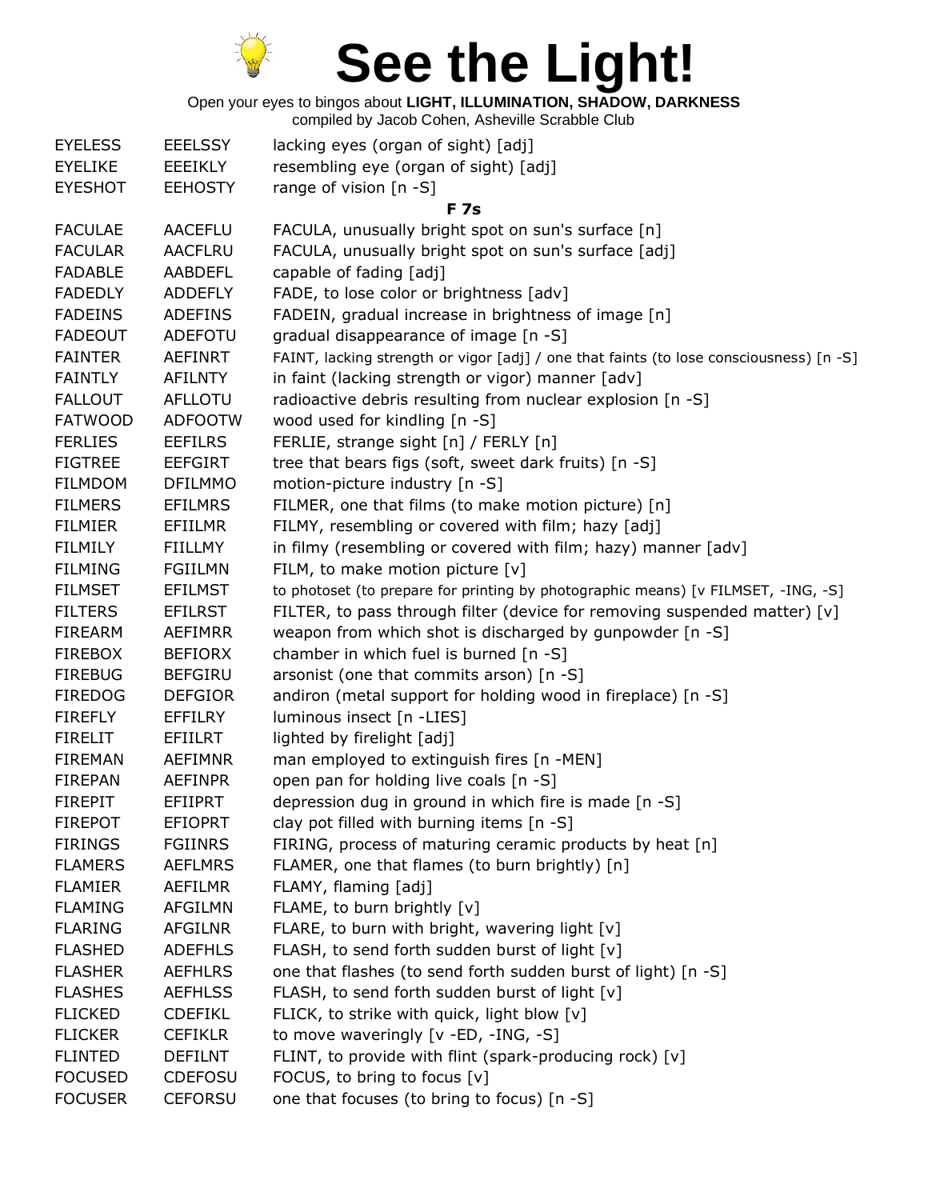# See the Light!

Open your eyes to bingos about **LIGHT, ILLUMINATION, SHADOW, DARKNESS**
compiled by Jacob Cohen, Asheville Scrabble Club

| | | |
|---|---|---|
| EYELESS | EEELSSY | lacking eyes (organ of sight) [adj] |
| EYELIKE | EEEIKLY | resembling eye (organ of sight) [adj] |
| EYESHOT | EEHOSTY | range of vision [n -S] |
| | | **F 7s** |
| FACULAE | AACEFLU | FACULA, unusually bright spot on sun's surface [n] |
| FACULAR | AACFLRU | FACULA, unusually bright spot on sun's surface [adj] |
| FADABLE | AABDEFL | capable of fading [adj] |
| FADEDLY | ADDEFLY | FADE, to lose color or brightness [adv] |
| FADEINS | ADEFINS | FADEIN, gradual increase in brightness of image [n] |
| FADEOUT | ADEFOTU | gradual disappearance of image [n -S] |
| FAINTER | AEFINRT | FAINT, lacking strength or vigor [adj] / one that faints (to lose consciousness) [n -S] |
| FAINTLY | AFILNTY | in faint (lacking strength or vigor) manner [adv] |
| FALLOUT | AFLLOTU | radioactive debris resulting from nuclear explosion [n -S] |
| FATWOOD | ADFOOTW | wood used for kindling [n -S] |
| FERLIES | EEFILRS | FERLIE, strange sight [n] / FERLY [n] |
| FIGTREE | EEFGIRT | tree that bears figs (soft, sweet dark fruits) [n -S] |
| FILMDOM | DFILMMO | motion-picture industry [n -S] |
| FILMERS | EFILMRS | FILMER, one that films (to make motion picture) [n] |
| FILMIER | EFIILMR | FILMY, resembling or covered with film; hazy [adj] |
| FILMILY | FIILLMY | in filmy (resembling or covered with film; hazy) manner [adv] |
| FILMING | FGIILMN | FILM, to make motion picture [v] |
| FILMSET | EFILMST | to photoset (to prepare for printing by photographic means) [v FILMSET, -ING, -S] |
| FILTERS | EFILRST | FILTER, to pass through filter (device for removing suspended matter) [v] |
| FIREARM | AEFIMRR | weapon from which shot is discharged by gunpowder [n -S] |
| FIREBOX | BEFIORX | chamber in which fuel is burned [n -S] |
| FIREBUG | BEFGIRU | arsonist (one that commits arson) [n -S] |
| FIREDOG | DEFGIOR | andiron (metal support for holding wood in fireplace) [n -S] |
| FIREFLY | EFFILRY | luminous insect [n -LIES] |
| FIRELIT | EFIILRT | lighted by firelight [adj] |
| FIREMAN | AEFIMNR | man employed to extinguish fires [n -MEN] |
| FIREPAN | AEFINPR | open pan for holding live coals [n -S] |
| FIREPIT | EFIIPRT | depression dug in ground in which fire is made [n -S] |
| FIREPOT | EFIOPRT | clay pot filled with burning items [n -S] |
| FIRINGS | FGIINRS | FIRING, process of maturing ceramic products by heat [n] |
| FLAMERS | AEFLMRS | FLAMER, one that flames (to burn brightly) [n] |
| FLAMIER | AEFILMR | FLAMY, flaming [adj] |
| FLAMING | AFGILMN | FLAME, to burn brightly [v] |
| FLARING | AFGILNR | FLARE, to burn with bright, wavering light [v] |
| FLASHED | ADEFHLS | FLASH, to send forth sudden burst of light [v] |
| FLASHER | AEFHLRS | one that flashes (to send forth sudden burst of light) [n -S] |
| FLASHES | AEFHLSS | FLASH, to send forth sudden burst of light [v] |
| FLICKED | CDEFIKL | FLICK, to strike with quick, light blow [v] |
| FLICKER | CEFIKLR | to move waveringly [v -ED, -ING, -S] |
| FLINTED | DEFILNT | FLINT, to provide with flint (spark-producing rock) [v] |
| FOCUSED | CDEFOSU | FOCUS, to bring to focus [v] |
| FOCUSER | CEFORSU | one that focuses (to bring to focus) [n -S] |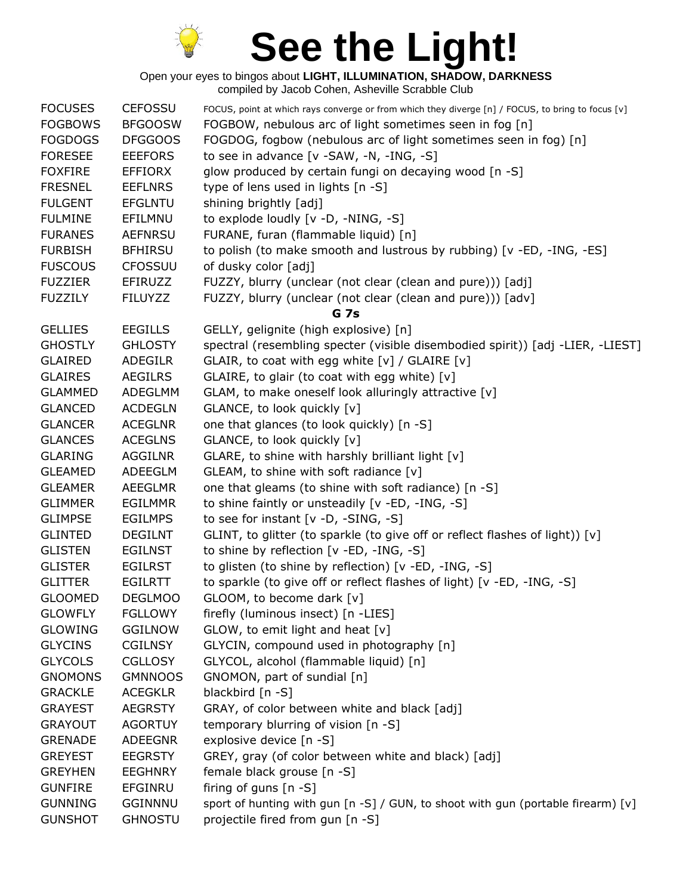# See the Light!

Open your eyes to bingos about **LIGHT, ILLUMINATION, SHADOW, DARKNESS**
compiled by Jacob Cohen, Asheville Scrabble Club

| | | |
|---|---|---|
| FOCUSES | CEFOSSU | FOCUS, point at which rays converge or from which they diverge [n] / FOCUS, to bring to focus [v] |
| FOGBOWS | BFGOOSW | FOGBOW, nebulous arc of light sometimes seen in fog [n] |
| FOGDOGS | DFGGOOS | FOGDOG, fogbow (nebulous arc of light sometimes seen in fog) [n] |
| FORESEE | EEEFORS | to see in advance [v -SAW, -N, -ING, -S] |
| FOXFIRE | EFFIORX | glow produced by certain fungi on decaying wood [n -S] |
| FRESNEL | EEFLNRS | type of lens used in lights [n -S] |
| FULGENT | EFGLNTU | shining brightly [adj] |
| FULMINE | EFILMNU | to explode loudly [v -D, -NING, -S] |
| FURANES | AEFNRSU | FURANE, furan (flammable liquid) [n] |
| FURBISH | BFHIRSU | to polish (to make smooth and lustrous by rubbing) [v -ED, -ING, -ES] |
| FUSCOUS | CFOSSUU | of dusky color [adj] |
| FUZZIER | EFIRUZZ | FUZZY, blurry (unclear (not clear (clean and pure))) [adj] |
| FUZZILY | FILUYZZ | FUZZY, blurry (unclear (not clear (clean and pure))) [adv] |
| | | **G 7s** |
| GELLIES | EEGILLS | GELLY, gelignite (high explosive) [n] |
| GHOSTLY | GHLOSTY | spectral (resembling specter (visible disembodied spirit)) [adj -LIER, -LIEST] |
| GLAIRED | ADEGILR | GLAIR, to coat with egg white [v] / GLAIRE [v] |
| GLAIRES | AEGILRS | GLAIRE, to glair (to coat with egg white) [v] |
| GLAMMED | ADEGLMM | GLAM, to make oneself look alluringly attractive [v] |
| GLANCED | ACDEGLN | GLANCE, to look quickly [v] |
| GLANCER | ACEGLNR | one that glances (to look quickly) [n -S] |
| GLANCES | ACEGLNS | GLANCE, to look quickly [v] |
| GLARING | AGGILNR | GLARE, to shine with harshly brilliant light [v] |
| GLEAMED | ADEEGLM | GLEAM, to shine with soft radiance [v] |
| GLEAMER | AEEGLMR | one that gleams (to shine with soft radiance) [n -S] |
| GLIMMER | EGILMMR | to shine faintly or unsteadily [v -ED, -ING, -S] |
| GLIMPSE | EGILMPS | to see for instant [v -D, -SING, -S] |
| GLINTED | DEGILNT | GLINT, to glitter (to sparkle (to give off or reflect flashes of light)) [v] |
| GLISTEN | EGILNST | to shine by reflection [v -ED, -ING, -S] |
| GLISTER | EGILRST | to glisten (to shine by reflection) [v -ED, -ING, -S] |
| GLITTER | EGILRTT | to sparkle (to give off or reflect flashes of light) [v -ED, -ING, -S] |
| GLOOMED | DEGLMOO | GLOOM, to become dark [v] |
| GLOWFLY | FGLLOWY | firefly (luminous insect) [n -LIES] |
| GLOWING | GGILNOW | GLOW, to emit light and heat [v] |
| GLYCINS | CGILNSY | GLYCIN, compound used in photography [n] |
| GLYCOLS | CGLLOSY | GLYCOL, alcohol (flammable liquid) [n] |
| GNOMONS | GMNNOOS | GNOMON, part of sundial [n] |
| GRACKLE | ACEGKLR | blackbird [n -S] |
| GRAYEST | AEGRSTY | GRAY, of color between white and black [adj] |
| GRAYOUT | AGORTUY | temporary blurring of vision [n -S] |
| GRENADE | ADEEGNR | explosive device [n -S] |
| GREYEST | EEGRSTY | GREY, gray (of color between white and black) [adj] |
| GREYHEN | EEGHNRY | female black grouse [n -S] |
| GUNFIRE | EFGINRU | firing of guns [n -S] |
| GUNNING | GGINNNU | sport of hunting with gun [n -S] / GUN, to shoot with gun (portable firearm) [v] |
| GUNSHOT | GHNOSTU | projectile fired from gun [n -S] |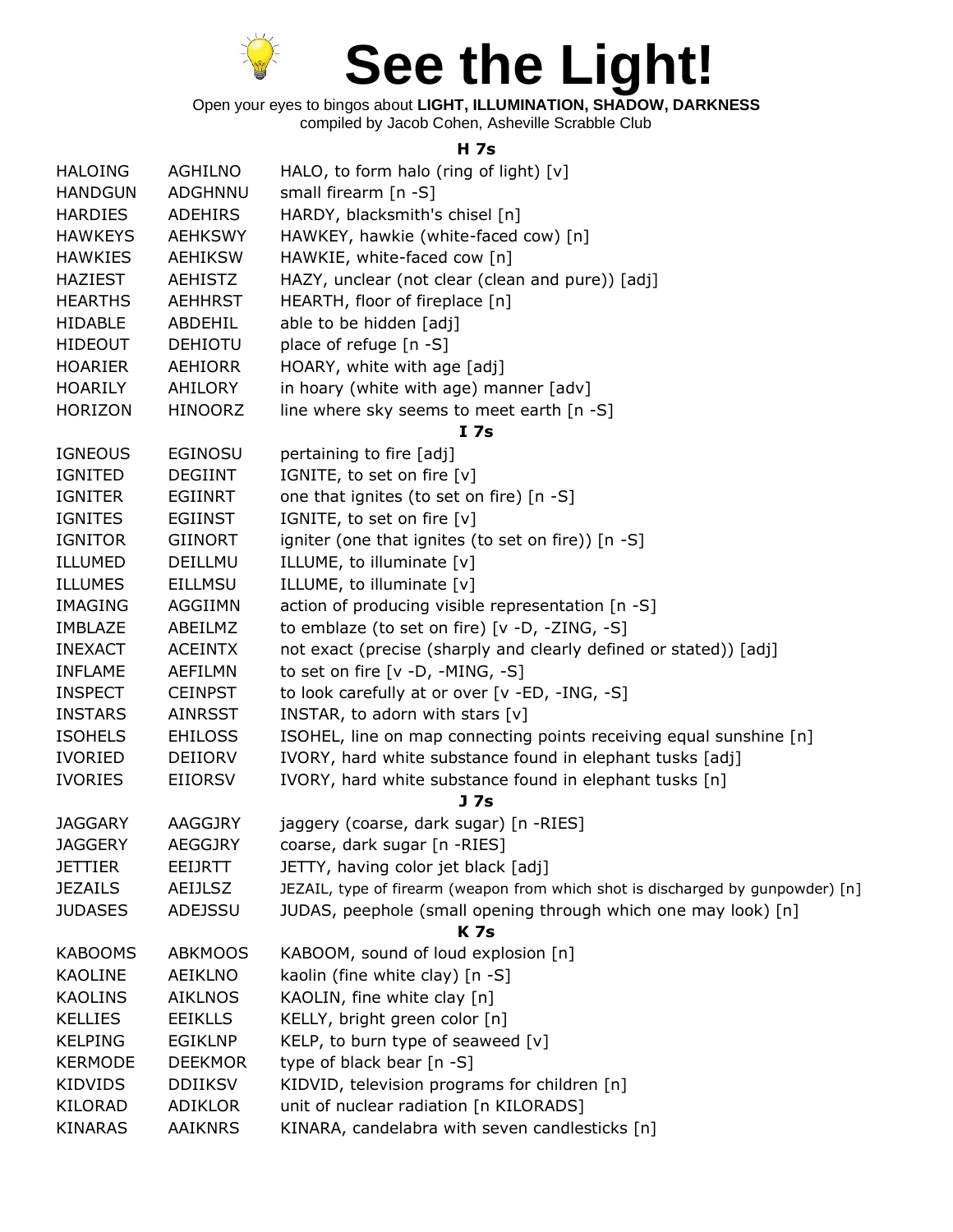# See the Light!

Open your eyes to bingos about **LIGHT, ILLUMINATION, SHADOW, DARKNESS**
compiled by Jacob Cohen, Asheville Scrabble Club

### H 7s

| | | |
|---|---|---|
| HALOING | AGHILNO | HALO, to form halo (ring of light) [v] |
| HANDGUN | ADGHNNU | small firearm [n -S] |
| HARDIES | ADEHIRS | HARDY, blacksmith's chisel [n] |
| HAWKEYS | AEHKSWY | HAWKEY, hawkie (white-faced cow) [n] |
| HAWKIES | AEHIKSW | HAWKIE, white-faced cow [n] |
| HAZIEST | AEHISTZ | HAZY, unclear (not clear (clean and pure)) [adj] |
| HEARTHS | AEHHRST | HEARTH, floor of fireplace [n] |
| HIDABLE | ABDEHIL | able to be hidden [adj] |
| HIDEOUT | DEHIOTU | place of refuge [n -S] |
| HOARIER | AEHIORR | HOARY, white with age [adj] |
| HOARILY | AHILORY | in hoary (white with age) manner [adv] |
| HORIZON | HINOORZ | line where sky seems to meet earth [n -S] |

### I 7s

| | | |
|---|---|---|
| IGNEOUS | EGINOSU | pertaining to fire [adj] |
| IGNITED | DEGIINT | IGNITE, to set on fire [v] |
| IGNITER | EGIINRT | one that ignites (to set on fire) [n -S] |
| IGNITES | EGIINST | IGNITE, to set on fire [v] |
| IGNITOR | GIINORT | igniter (one that ignites (to set on fire)) [n -S] |
| ILLUMED | DEILLMU | ILLUME, to illuminate [v] |
| ILLUMES | EILLMSU | ILLUME, to illuminate [v] |
| IMAGING | AGGIIMN | action of producing visible representation [n -S] |
| IMBLAZE | ABEILMZ | to emblaze (to set on fire) [v -D, -ZING, -S] |
| INEXACT | ACEINTX | not exact (precise (sharply and clearly defined or stated)) [adj] |
| INFLAME | AEFILMN | to set on fire [v -D, -MING, -S] |
| INSPECT | CEINPST | to look carefully at or over [v -ED, -ING, -S] |
| INSTARS | AINRSST | INSTAR, to adorn with stars [v] |
| ISOHELS | EHILOSS | ISOHEL, line on map connecting points receiving equal sunshine [n] |
| IVORIED | DEIIORV | IVORY, hard white substance found in elephant tusks [adj] |
| IVORIES | EIIORSV | IVORY, hard white substance found in elephant tusks [n] |

### J 7s

| | | |
|---|---|---|
| JAGGARY | AAGGJRY | jaggery (coarse, dark sugar) [n -RIES] |
| JAGGERY | AEGGJRY | coarse, dark sugar [n -RIES] |
| JETTIER | EEIJRTT | JETTY, having color jet black [adj] |
| JEZAILS | AEIJLSZ | JEZAIL, type of firearm (weapon from which shot is discharged by gunpowder) [n] |
| JUDASES | ADEJSSU | JUDAS, peephole (small opening through which one may look) [n] |

### K 7s

| | | |
|---|---|---|
| KABOOMS | ABKMOOS | KABOOM, sound of loud explosion [n] |
| KAOLINE | AEIKLNO | kaolin (fine white clay) [n -S] |
| KAOLINS | AIKLNOS | KAOLIN, fine white clay [n] |
| KELLIES | EEIKLLS | KELLY, bright green color [n] |
| KELPING | EGIKLNP | KELP, to burn type of seaweed [v] |
| KERMODE | DEEKMOR | type of black bear [n -S] |
| KIDVIDS | DDIIKSV | KIDVID, television programs for children [n] |
| KILORAD | ADIKLOR | unit of nuclear radiation [n KILORADS] |
| KINARAS | AAIKNRS | KINARA, candelabra with seven candlesticks [n] |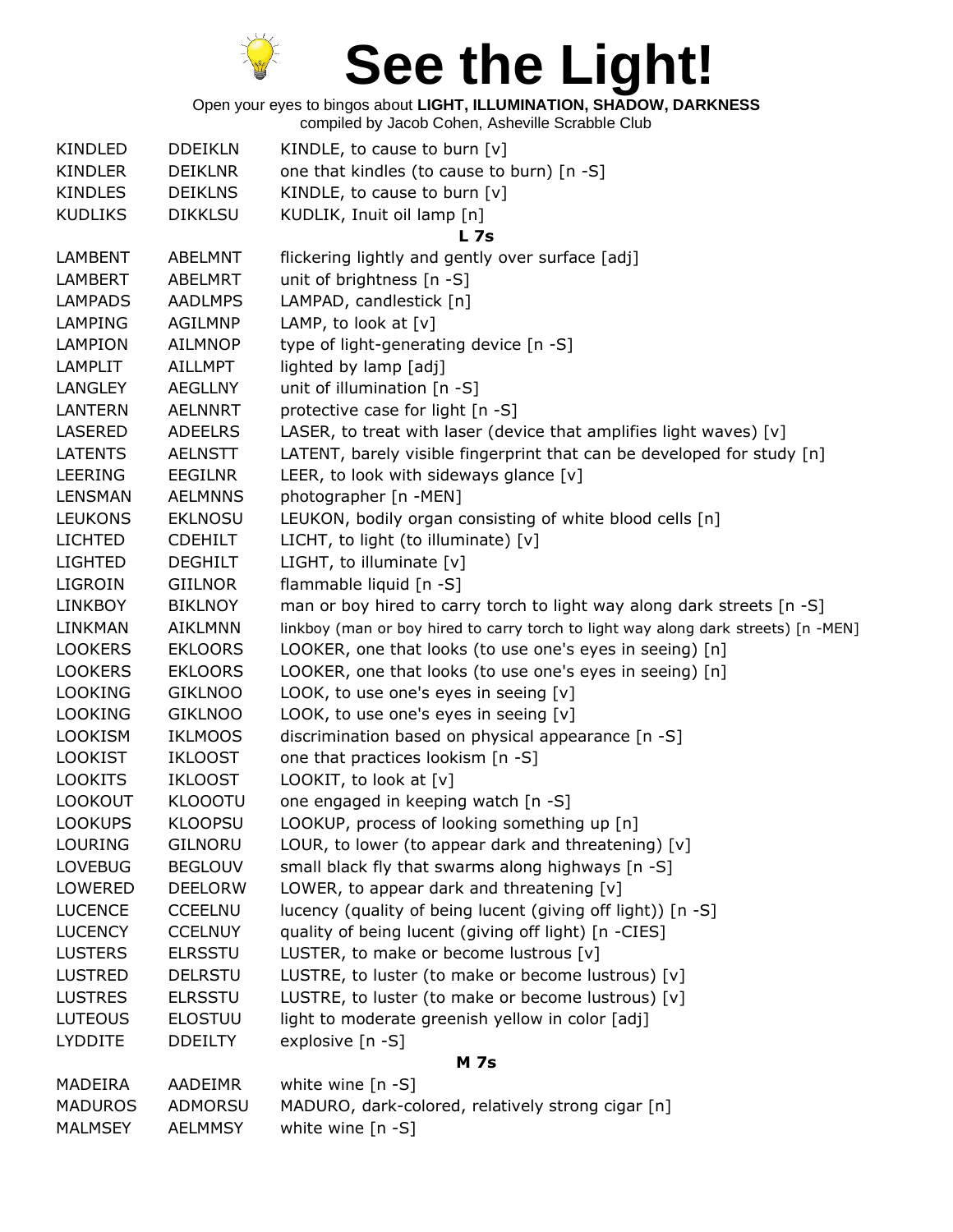# See the Light!

Open your eyes to bingos about **LIGHT, ILLUMINATION, SHADOW, DARKNESS**
compiled by Jacob Cohen, Asheville Scrabble Club

| | | |
|---|---|---|
| KINDLED | DDEIKLN | KINDLE, to cause to burn [v] |
| KINDLER | DEIKLNR | one that kindles (to cause to burn) [n -S] |
| KINDLES | DEIKLNS | KINDLE, to cause to burn [v] |
| KUDLIKS | DIKKLSU | KUDLIK, Inuit oil lamp [n] |

**L 7s**

| | | |
|---|---|---|
| LAMBENT | ABELMNT | flickering lightly and gently over surface [adj] |
| LAMBERT | ABELMRT | unit of brightness [n -S] |
| LAMPADS | AADLMPS | LAMPAD, candlestick [n] |
| LAMPING | AGILMNP | LAMP, to look at [v] |
| LAMPION | AILMNOP | type of light-generating device [n -S] |
| LAMPLIT | AILLMPT | lighted by lamp [adj] |
| LANGLEY | AEGLLNY | unit of illumination [n -S] |
| LANTERN | AELNNRT | protective case for light [n -S] |
| LASERED | ADEELRS | LASER, to treat with laser (device that amplifies light waves) [v] |
| LATENTS | AELNSTT | LATENT, barely visible fingerprint that can be developed for study [n] |
| LEERING | EEGILNR | LEER, to look with sideways glance [v] |
| LENSMAN | AELMNNS | photographer [n -MEN] |
| LEUKONS | EKLNOSU | LEUKON, bodily organ consisting of white blood cells [n] |
| LICHTED | CDEHILT | LICHT, to light (to illuminate) [v] |
| LIGHTED | DEGHILT | LIGHT, to illuminate [v] |
| LIGROIN | GIILNOR | flammable liquid [n -S] |
| LINKBOY | BIKLNOY | man or boy hired to carry torch to light way along dark streets [n -S] |
| LINKMAN | AIKLMNN | linkboy (man or boy hired to carry torch to light way along dark streets) [n -MEN] |
| LOOKERS | EKLOORS | LOOKER, one that looks (to use one's eyes in seeing) [n] |
| LOOKERS | EKLOORS | LOOKER, one that looks (to use one's eyes in seeing) [n] |
| LOOKING | GIKLNOO | LOOK, to use one's eyes in seeing [v] |
| LOOKING | GIKLNOO | LOOK, to use one's eyes in seeing [v] |
| LOOKISM | IKLMOOS | discrimination based on physical appearance [n -S] |
| LOOKIST | IKLOOST | one that practices lookism [n -S] |
| LOOKITS | IKLOOST | LOOKIT, to look at [v] |
| LOOKOUT | KLOOOTU | one engaged in keeping watch [n -S] |
| LOOKUPS | KLOOPSU | LOOKUP, process of looking something up [n] |
| LOURING | GILNORU | LOUR, to lower (to appear dark and threatening) [v] |
| LOVEBUG | BEGLOUV | small black fly that swarms along highways [n -S] |
| LOWERED | DEELORW | LOWER, to appear dark and threatening [v] |
| LUCENCE | CCEELNU | lucency (quality of being lucent (giving off light)) [n -S] |
| LUCENCY | CCELNUY | quality of being lucent (giving off light) [n -CIES] |
| LUSTERS | ELRSSTU | LUSTER, to make or become lustrous [v] |
| LUSTRED | DELRSTU | LUSTRE, to luster (to make or become lustrous) [v] |
| LUSTRES | ELRSSTU | LUSTRE, to luster (to make or become lustrous) [v] |
| LUTEOUS | ELOSTUU | light to moderate greenish yellow in color [adj] |
| LYDDITE | DDEILTY | explosive [n -S] |

**M 7s**

| | | |
|---|---|---|
| MADEIRA | AADEIMR | white wine [n -S] |
| MADUROS | ADMORSU | MADURO, dark-colored, relatively strong cigar [n] |
| MALMSEY | AELMMSY | white wine [n -S] |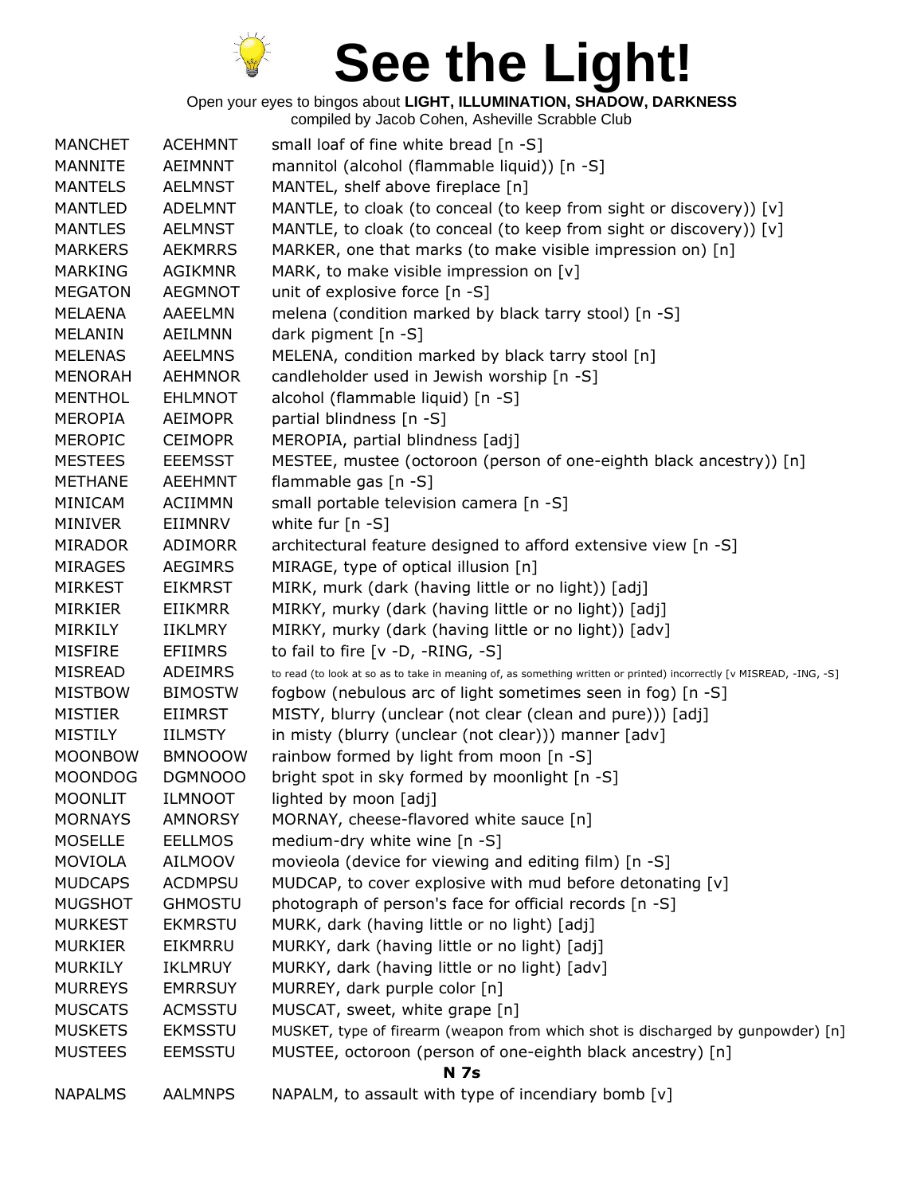# See the Light!

Open your eyes to bingos about **LIGHT, ILLUMINATION, SHADOW, DARKNESS**
compiled by Jacob Cohen, Asheville Scrabble Club

| | | |
|---|---|---|
| MANCHET | ACEHMNT | small loaf of fine white bread [n -S] |
| MANNITE | AEIMNNT | mannitol (alcohol (flammable liquid)) [n -S] |
| MANTELS | AELMNST | MANTEL, shelf above fireplace [n] |
| MANTLED | ADELMNT | MANTLE, to cloak (to conceal (to keep from sight or discovery)) [v] |
| MANTLES | AELMNST | MANTLE, to cloak (to conceal (to keep from sight or discovery)) [v] |
| MARKERS | AEKMRRS | MARKER, one that marks (to make visible impression on) [n] |
| MARKING | AGIKMNR | MARK, to make visible impression on [v] |
| MEGATON | AEGMNOT | unit of explosive force [n -S] |
| MELAENA | AAEELMN | melena (condition marked by black tarry stool) [n -S] |
| MELANIN | AEILMNN | dark pigment [n -S] |
| MELENAS | AEELMNS | MELENA, condition marked by black tarry stool [n] |
| MENORAH | AEHMNOR | candleholder used in Jewish worship [n -S] |
| MENTHOL | EHLMNOT | alcohol (flammable liquid) [n -S] |
| MEROPIA | AEIMOPR | partial blindness [n -S] |
| MEROPIC | CEIMOPR | MEROPIA, partial blindness [adj] |
| MESTEES | EEEMSST | MESTEE, mustee (octoroon (person of one-eighth black ancestry)) [n] |
| METHANE | AEEHMNT | flammable gas [n -S] |
| MINICAM | ACIIMMN | small portable television camera [n -S] |
| MINIVER | EIIMNRV | white fur [n -S] |
| MIRADOR | ADIMORR | architectural feature designed to afford extensive view [n -S] |
| MIRAGES | AEGIMRS | MIRAGE, type of optical illusion [n] |
| MIRKEST | EIKMRST | MIRK, murk (dark (having little or no light)) [adj] |
| MIRKIER | EIIKMRR | MIRKY, murky (dark (having little or no light)) [adj] |
| MIRKILY | IIKLMRY | MIRKY, murky (dark (having little or no light)) [adv] |
| MISFIRE | EFIIMRS | to fail to fire [v -D, -RING, -S] |
| MISREAD | ADEIMRS | to read (to look at so as to take in meaning of, as something written or printed) incorrectly [v MISREAD, -ING, -S] |
| MISTBOW | BIMOSTW | fogbow (nebulous arc of light sometimes seen in fog) [n -S] |
| MISTIER | EIIMRST | MISTY, blurry (unclear (not clear (clean and pure))) [adj] |
| MISTILY | IILMSTY | in misty (blurry (unclear (not clear))) manner [adv] |
| MOONBOW | BMNOOOW | rainbow formed by light from moon [n -S] |
| MOONDOG | DGMNOOO | bright spot in sky formed by moonlight [n -S] |
| MOONLIT | ILMNOOT | lighted by moon [adj] |
| MORNAYS | AMNORSY | MORNAY, cheese-flavored white sauce [n] |
| MOSELLE | EELLMOS | medium-dry white wine [n -S] |
| MOVIOLA | AILMOOV | movieola (device for viewing and editing film) [n -S] |
| MUDCAPS | ACDMPSU | MUDCAP, to cover explosive with mud before detonating [v] |
| MUGSHOT | GHMOSTU | photograph of person's face for official records [n -S] |
| MURKEST | EKMRSTU | MURK, dark (having little or no light) [adj] |
| MURKIER | EIKMRRU | MURKY, dark (having little or no light) [adj] |
| MURKILY | IKLMRUY | MURKY, dark (having little or no light) [adv] |
| MURREYS | EMRRSUY | MURREY, dark purple color [n] |
| MUSCATS | ACMSSTU | MUSCAT, sweet, white grape [n] |
| MUSKETS | EKMSSTU | MUSKET, type of firearm (weapon from which shot is discharged by gunpowder) [n] |
| MUSTEES | EEMSSTU | MUSTEE, octoroon (person of one-eighth black ancestry) [n] |
| | | **N 7s** |
| NAPALMS | AALMNPS | NAPALM, to assault with type of incendiary bomb [v] |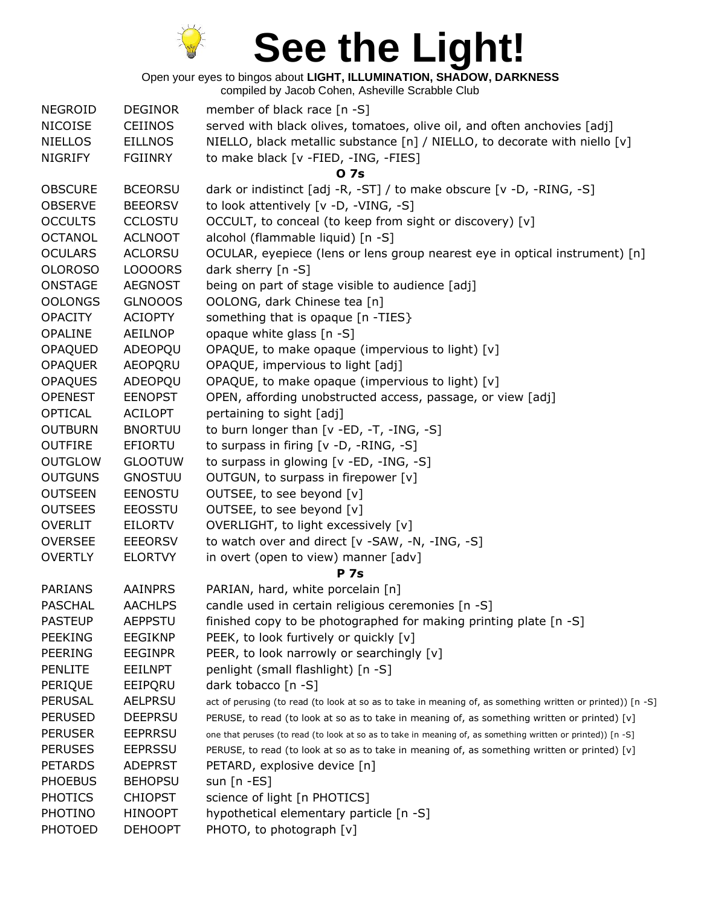# See the Light!

Open your eyes to bingos about **LIGHT, ILLUMINATION, SHADOW, DARKNESS**
compiled by Jacob Cohen, Asheville Scrabble Club

| | | |
|---|---|---|
| NEGROID | DEGINOR | member of black race [n -S] |
| NICOISE | CEIINOS | served with black olives, tomatoes, olive oil, and often anchovies [adj] |
| NIELLOS | EILLNOS | NIELLO, black metallic substance [n] / NIELLO, to decorate with niello [v] |
| NIGRIFY | FGIINRY | to make black [v -FIED, -ING, -FIES] |
| | | **O 7s** |
| OBSCURE | BCEORSU | dark or indistinct [adj -R, -ST] / to make obscure [v -D, -RING, -S] |
| OBSERVE | BEEORSV | to look attentively [v -D, -VING, -S] |
| OCCULTS | CCLOSTU | OCCULT, to conceal (to keep from sight or discovery) [v] |
| OCTANOL | ACLNOOT | alcohol (flammable liquid) [n -S] |
| OCULARS | ACLORSU | OCULAR, eyepiece (lens or lens group nearest eye in optical instrument) [n] |
| OLOROSO | LOOOORS | dark sherry [n -S] |
| ONSTAGE | AEGNOST | being on part of stage visible to audience [adj] |
| OOLONGS | GLNOOOS | OOLONG, dark Chinese tea [n] |
| OPACITY | ACIOPTY | something that is opaque [n -TIES} |
| OPALINE | AEILNOP | opaque white glass [n -S] |
| OPAQUED | ADEOPQU | OPAQUE, to make opaque (impervious to light) [v] |
| OPAQUER | AEOPQRU | OPAQUE, impervious to light [adj] |
| OPAQUES | ADEOPQU | OPAQUE, to make opaque (impervious to light) [v] |
| OPENEST | EENOPST | OPEN, affording unobstructed access, passage, or view [adj] |
| OPTICAL | ACILOPT | pertaining to sight [adj] |
| OUTBURN | BNORTUU | to burn longer than [v -ED, -T, -ING, -S] |
| OUTFIRE | EFIORTU | to surpass in firing [v -D, -RING, -S] |
| OUTGLOW | GLOOTUW | to surpass in glowing [v -ED, -ING, -S] |
| OUTGUNS | GNOSTUU | OUTGUN, to surpass in firepower [v] |
| OUTSEEN | EENOSTU | OUTSEE, to see beyond [v] |
| OUTSEES | EEOSSTU | OUTSEE, to see beyond [v] |
| OVERLIT | EILORTV | OVERLIGHT, to light excessively [v] |
| OVERSEE | EEEORSV | to watch over and direct [v -SAW, -N, -ING, -S] |
| OVERTLY | ELORTVY | in overt (open to view) manner [adv] |
| | | **P 7s** |
| PARIANS | AAINPRS | PARIAN, hard, white porcelain [n] |
| PASCHAL | AACHLPS | candle used in certain religious ceremonies [n -S] |
| PASTEUP | AEPPSTU | finished copy to be photographed for making printing plate [n -S] |
| PEEKING | EEGIKNP | PEEK, to look furtively or quickly [v] |
| PEERING | EEGINPR | PEER, to look narrowly or searchingly [v] |
| PENLITE | EEILNPT | penlight (small flashlight) [n -S] |
| PERIQUE | EEIPQRU | dark tobacco [n -S] |
| PERUSAL | AELPRSU | act of perusing (to read (to look at so as to take in meaning of, as something written or printed)) [n -S] |
| PERUSED | DEEPRSU | PERUSE, to read (to look at so as to take in meaning of, as something written or printed) [v] |
| PERUSER | EEPRRSU | one that peruses (to read (to look at so as to take in meaning of, as something written or printed)) [n -S] |
| PERUSES | EEPRSSU | PERUSE, to read (to look at so as to take in meaning of, as something written or printed) [v] |
| PETARDS | ADEPRST | PETARD, explosive device [n] |
| PHOEBUS | BEHOPSU | sun [n -ES] |
| PHOTICS | CHIOPST | science of light [n PHOTICS] |
| PHOTINO | HINOOPT | hypothetical elementary particle [n -S] |
| PHOTOED | DEHOOPT | PHOTO, to photograph [v] |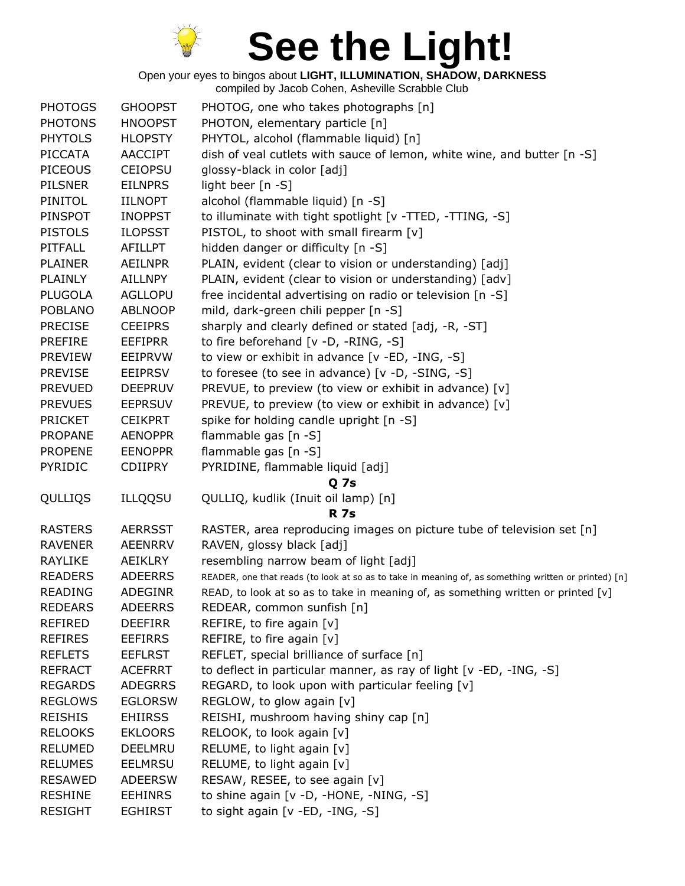# See the Light!

Open your eyes to bingos about **LIGHT, ILLUMINATION, SHADOW, DARKNESS**
compiled by Jacob Cohen, Asheville Scrabble Club

| | | |
|---|---|---|
| PHOTOGS | GHOOPST | PHOTOG, one who takes photographs [n] |
| PHOTONS | HNOOPST | PHOTON, elementary particle [n] |
| PHYTOLS | HLOPSTY | PHYTOL, alcohol (flammable liquid) [n] |
| PICCATA | AACCIPT | dish of veal cutlets with sauce of lemon, white wine, and butter [n -S] |
| PICEOUS | CEIOPSU | glossy-black in color [adj] |
| PILSNER | EILNPRS | light beer [n -S] |
| PINITOL | IILNOPT | alcohol (flammable liquid) [n -S] |
| PINSPOT | INOPPST | to illuminate with tight spotlight [v -TTED, -TTING, -S] |
| PISTOLS | ILOPSST | PISTOL, to shoot with small firearm [v] |
| PITFALL | AFILLPT | hidden danger or difficulty [n -S] |
| PLAINER | AEILNPR | PLAIN, evident (clear to vision or understanding) [adj] |
| PLAINLY | AILLNPY | PLAIN, evident (clear to vision or understanding) [adv] |
| PLUGOLA | AGLLOPU | free incidental advertising on radio or television [n -S] |
| POBLANO | ABLNOOP | mild, dark-green chili pepper [n -S] |
| PRECISE | CEEIPRS | sharply and clearly defined or stated [adj, -R, -ST] |
| PREFIRE | EEFIPRR | to fire beforehand [v -D, -RING, -S] |
| PREVIEW | EEIPRVW | to view or exhibit in advance [v -ED, -ING, -S] |
| PREVISE | EEIPRSV | to foresee (to see in advance) [v -D, -SING, -S] |
| PREVUED | DEEPRUV | PREVUE, to preview (to view or exhibit in advance) [v] |
| PREVUES | EEPRSUV | PREVUE, to preview (to view or exhibit in advance) [v] |
| PRICKET | CEIKPRT | spike for holding candle upright [n -S] |
| PROPANE | AENOPPR | flammable gas [n -S] |
| PROPENE | EENOPPR | flammable gas [n -S] |
| PYRIDIC | CDIIPRY | PYRIDINE, flammable liquid [adj] |
| | | **Q 7s** |
| QULLIQS | ILLQQSU | QULLIQ, kudlik (Inuit oil lamp) [n] |
| | | **R 7s** |
| RASTERS | AERRSST | RASTER, area reproducing images on picture tube of television set [n] |
| RAVENER | AEENRRV | RAVEN, glossy black [adj] |
| RAYLIKE | AEIKLRY | resembling narrow beam of light [adj] |
| READERS | ADEERRS | READER, one that reads (to look at so as to take in meaning of, as something written or printed) [n] |
| READING | ADEGINR | READ, to look at so as to take in meaning of, as something written or printed [v] |
| REDEARS | ADEERRS | REDEAR, common sunfish [n] |
| REFIRED | DEEFIRR | REFIRE, to fire again [v] |
| REFIRES | EEFIRRS | REFIRE, to fire again [v] |
| REFLETS | EEFLRST | REFLET, special brilliance of surface [n] |
| REFRACT | ACEFRRT | to deflect in particular manner, as ray of light [v -ED, -ING, -S] |
| REGARDS | ADEGRRS | REGARD, to look upon with particular feeling [v] |
| REGLOWS | EGLORSW | REGLOW, to glow again [v] |
| REISHIS | EHIIRSS | REISHI, mushroom having shiny cap [n] |
| RELOOKS | EKLOORS | RELOOK, to look again [v] |
| RELUMED | DEELMRU | RELUME, to light again [v] |
| RELUMES | EELMRSU | RELUME, to light again [v] |
| RESAWED | ADEERSW | RESAW, RESEE, to see again [v] |
| RESHINE | EEHINRS | to shine again [v -D, -HONE, -NING, -S] |
| RESIGHT | EGHIRST | to sight again [v -ED, -ING, -S] |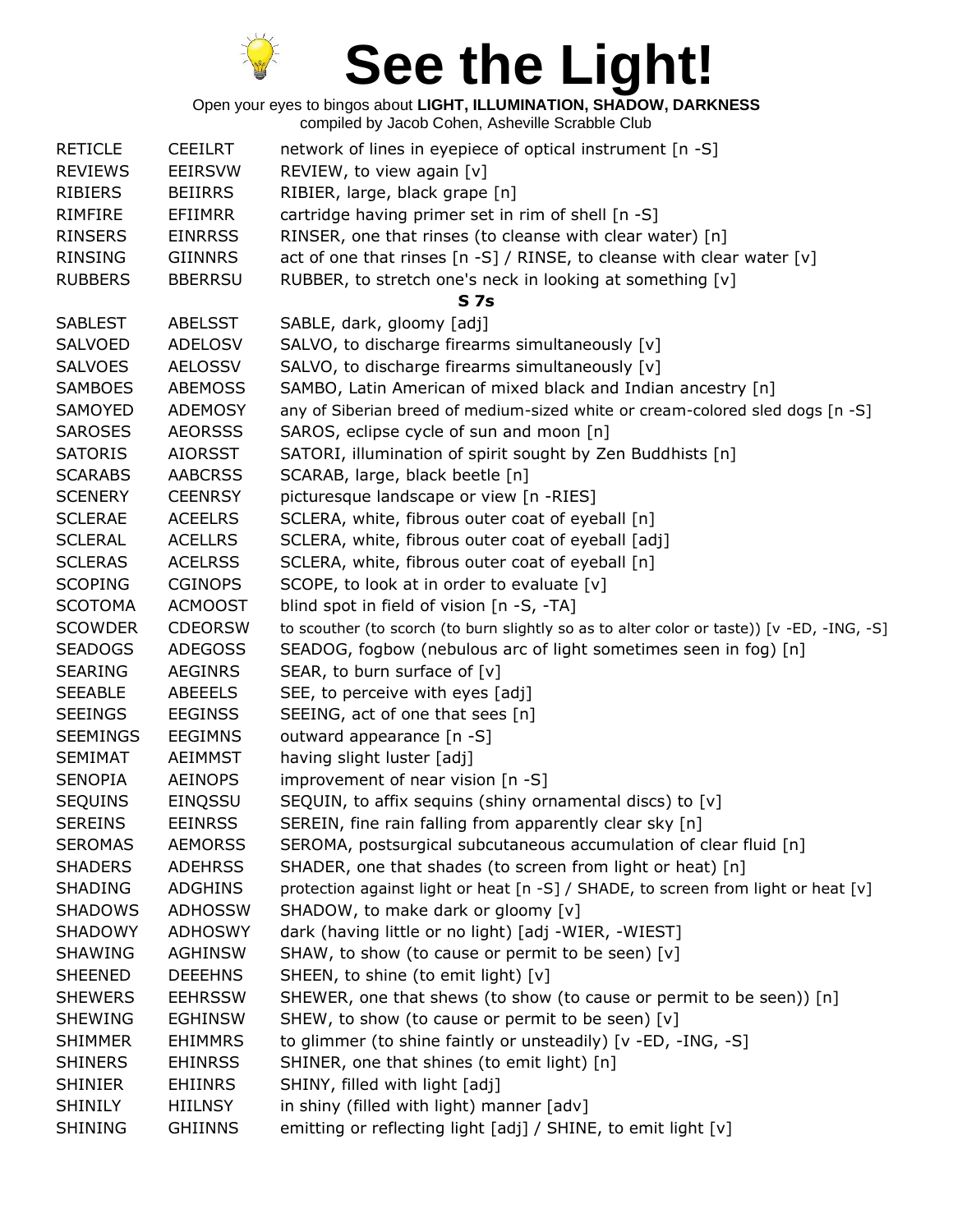# See the Light!

Open your eyes to bingos about **LIGHT, ILLUMINATION, SHADOW, DARKNESS**
compiled by Jacob Cohen, Asheville Scrabble Club

| | | |
|---|---|---|
| RETICLE | CEEILRT | network of lines in eyepiece of optical instrument [n -S] |
| REVIEWS | EEIRSVW | REVIEW, to view again [v] |
| RIBIERS | BEIIRRS | RIBIER, large, black grape [n] |
| RIMFIRE | EFIIMRR | cartridge having primer set in rim of shell [n -S] |
| RINSERS | EINRRSS | RINSER, one that rinses (to cleanse with clear water) [n] |
| RINSING | GIINNRS | act of one that rinses [n -S] / RINSE, to cleanse with clear water [v] |
| RUBBERS | BBERRSU | RUBBER, to stretch one's neck in looking at something [v] |
| | **S 7s** | |
| SABLEST | ABELSST | SABLE, dark, gloomy [adj] |
| SALVOED | ADELOSV | SALVO, to discharge firearms simultaneously [v] |
| SALVOES | AELOSSV | SALVO, to discharge firearms simultaneously [v] |
| SAMBOES | ABEMOSS | SAMBO, Latin American of mixed black and Indian ancestry [n] |
| SAMOYED | ADEMOSY | any of Siberian breed of medium-sized white or cream-colored sled dogs [n -S] |
| SAROSES | AEORSSS | SAROS, eclipse cycle of sun and moon [n] |
| SATORIS | AIORSST | SATORI, illumination of spirit sought by Zen Buddhists [n] |
| SCARABS | AABCRSS | SCARAB, large, black beetle [n] |
| SCENERY | CEENRSY | picturesque landscape or view [n -RIES] |
| SCLERAE | ACEELRS | SCLERA, white, fibrous outer coat of eyeball [n] |
| SCLERAL | ACELLRS | SCLERA, white, fibrous outer coat of eyeball [adj] |
| SCLERAS | ACELRSS | SCLERA, white, fibrous outer coat of eyeball [n] |
| SCOPING | CGINOPS | SCOPE, to look at in order to evaluate [v] |
| SCOTOMA | ACMOOST | blind spot in field of vision [n -S, -TA] |
| SCOWDER | CDEORSW | to scouther (to scorch (to burn slightly so as to alter color or taste)) [v -ED, -ING, -S] |
| SEADOGS | ADEGOSS | SEADOG, fogbow (nebulous arc of light sometimes seen in fog) [n] |
| SEARING | AEGINRS | SEAR, to burn surface of [v] |
| SEEABLE | ABEEELS | SEE, to perceive with eyes [adj] |
| SEEINGS | EEGINSS | SEEING, act of one that sees [n] |
| SEEMINGS | EEGIMNS | outward appearance [n -S] |
| SEMIMAT | AEIMMST | having slight luster [adj] |
| SENOPIA | AEINOPS | improvement of near vision [n -S] |
| SEQUINS | EINQSSU | SEQUIN, to affix sequins (shiny ornamental discs) to [v] |
| SEREINS | EEINRSS | SEREIN, fine rain falling from apparently clear sky [n] |
| SEROMAS | AEMORSS | SEROMA, postsurgical subcutaneous accumulation of clear fluid [n] |
| SHADERS | ADEHRSS | SHADER, one that shades (to screen from light or heat) [n] |
| SHADING | ADGHINS | protection against light or heat [n -S] / SHADE, to screen from light or heat [v] |
| SHADOWS | ADHOSSW | SHADOW, to make dark or gloomy [v] |
| SHADOWY | ADHOSWY | dark (having little or no light) [adj -WIER, -WIEST] |
| SHAWING | AGHINSW | SHAW, to show (to cause or permit to be seen) [v] |
| SHEENED | DEEEHNS | SHEEN, to shine (to emit light) [v] |
| SHEWERS | EEHRSSW | SHEWER, one that shews (to show (to cause or permit to be seen)) [n] |
| SHEWING | EGHINSW | SHEW, to show (to cause or permit to be seen) [v] |
| SHIMMER | EHIMMRS | to glimmer (to shine faintly or unsteadily) [v -ED, -ING, -S] |
| SHINERS | EHINRSS | SHINER, one that shines (to emit light) [n] |
| SHINIER | EHIINRS | SHINY, filled with light [adj] |
| SHINILY | HIILNSY | in shiny (filled with light) manner [adv] |
| SHINING | GHIINNS | emitting or reflecting light [adj] / SHINE, to emit light [v] |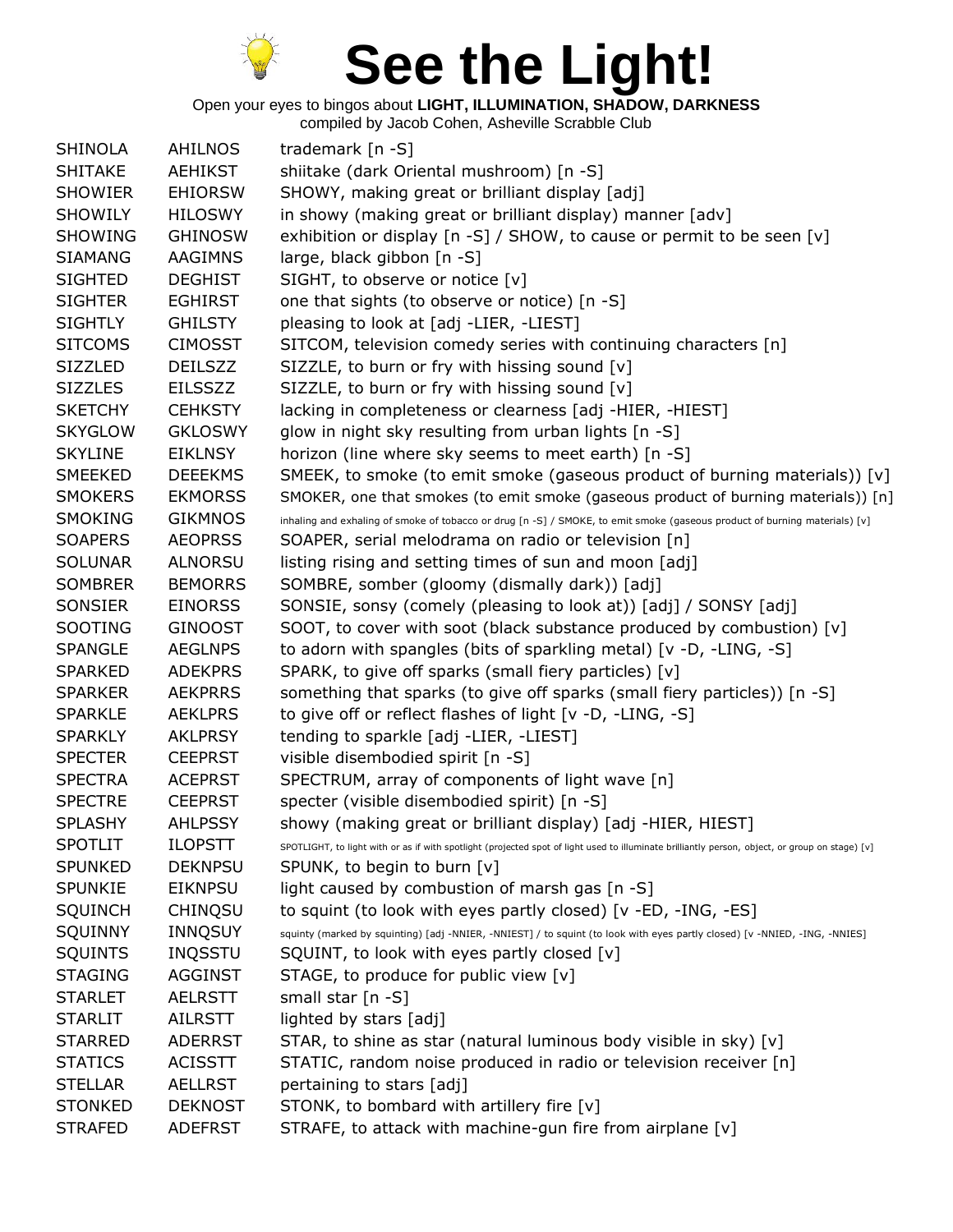# See the Light!

Open your eyes to bingos about **LIGHT, ILLUMINATION, SHADOW, DARKNESS**
compiled by Jacob Cohen, Asheville Scrabble Club

| | | |
|---|---|---|
| SHINOLA | AHILNOS | trademark [n -S] |
| SHITAKE | AEHIKST | shiitake (dark Oriental mushroom) [n -S] |
| SHOWIER | EHIORSW | SHOWY, making great or brilliant display [adj] |
| SHOWILY | HILOSWY | in showy (making great or brilliant display) manner [adv] |
| SHOWING | GHINOSW | exhibition or display [n -S] / SHOW, to cause or permit to be seen [v] |
| SIAMANG | AAGIMNS | large, black gibbon [n -S] |
| SIGHTED | DEGHIST | SIGHT, to observe or notice [v] |
| SIGHTER | EGHIRST | one that sights (to observe or notice) [n -S] |
| SIGHTLY | GHILSTY | pleasing to look at [adj -LIER, -LIEST] |
| SITCOMS | CIMOSST | SITCOM, television comedy series with continuing characters [n] |
| SIZZLED | DEILSZZ | SIZZLE, to burn or fry with hissing sound [v] |
| SIZZLES | EILSSZZ | SIZZLE, to burn or fry with hissing sound [v] |
| SKETCHY | CEHKSTY | lacking in completeness or clearness [adj -HIER, -HIEST] |
| SKYGLOW | GKLOSWY | glow in night sky resulting from urban lights [n -S] |
| SKYLINE | EIKLNSY | horizon (line where sky seems to meet earth) [n -S] |
| SMEEKED | DEEEKMS | SMEEK, to smoke (to emit smoke (gaseous product of burning materials)) [v] |
| SMOKERS | EKMORSS | SMOKER, one that smokes (to emit smoke (gaseous product of burning materials)) [n] |
| SMOKING | GIKMNOS | inhaling and exhaling of smoke of tobacco or drug [n -S] / SMOKE, to emit smoke (gaseous product of burning materials) [v] |
| SOAPERS | AEOPRSS | SOAPER, serial melodrama on radio or television [n] |
| SOLUNAR | ALNORSU | listing rising and setting times of sun and moon [adj] |
| SOMBRER | BEMORRS | SOMBRE, somber (gloomy (dismally dark)) [adj] |
| SONSIER | EINORSS | SONSIE, sonsy (comely (pleasing to look at)) [adj] / SONSY [adj] |
| SOOTING | GINOOST | SOOT, to cover with soot (black substance produced by combustion) [v] |
| SPANGLE | AEGLNPS | to adorn with spangles (bits of sparkling metal) [v -D, -LING, -S] |
| SPARKED | ADEKPRS | SPARK, to give off sparks (small fiery particles) [v] |
| SPARKER | AEKPRRS | something that sparks (to give off sparks (small fiery particles)) [n -S] |
| SPARKLE | AEKLPRS | to give off or reflect flashes of light [v -D, -LING, -S] |
| SPARKLY | AKLPRSY | tending to sparkle [adj -LIER, -LIEST] |
| SPECTER | CEEPRST | visible disembodied spirit [n -S] |
| SPECTRA | ACEPRST | SPECTRUM, array of components of light wave [n] |
| SPECTRE | CEEPRST | specter (visible disembodied spirit) [n -S] |
| SPLASHY | AHLPSSY | showy (making great or brilliant display) [adj -HIER, HIEST] |
| SPOTLIT | ILOPSTT | SPOTLIGHT, to light with or as if with spotlight (projected spot of light used to illuminate brilliantly person, object, or group on stage) [v] |
| SPUNKED | DEKNPSU | SPUNK, to begin to burn [v] |
| SPUNKIE | EIKNPSU | light caused by combustion of marsh gas [n -S] |
| SQUINCH | CHINQSU | to squint (to look with eyes partly closed) [v -ED, -ING, -ES] |
| SQUINNY | INNQSUY | squinty (marked by squinting) [adj -NNIER, -NNIEST] / to squint (to look with eyes partly closed) [v -NNIED, -ING, -NNIES] |
| SQUINTS | INQSSTU | SQUINT, to look with eyes partly closed [v] |
| STAGING | AGGINST | STAGE, to produce for public view [v] |
| STARLET | AELRSTT | small star [n -S] |
| STARLIT | AILRSTT | lighted by stars [adj] |
| STARRED | ADERRST | STAR, to shine as star (natural luminous body visible in sky) [v] |
| STATICS | ACISSTT | STATIC, random noise produced in radio or television receiver [n] |
| STELLAR | AELLRST | pertaining to stars [adj] |
| STONKED | DEKNOST | STONK, to bombard with artillery fire [v] |
| STRAFED | ADEFRST | STRAFE, to attack with machine-gun fire from airplane [v] |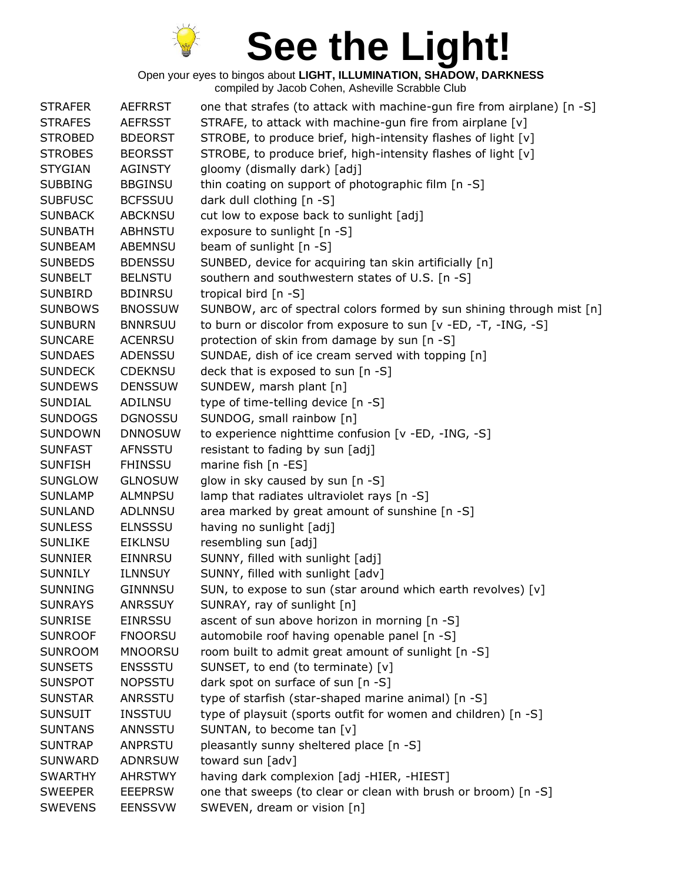# See the Light!

Open your eyes to bingos about **LIGHT, ILLUMINATION, SHADOW, DARKNESS**
compiled by Jacob Cohen, Asheville Scrabble Club

| | | |
|---|---|---|
| STRAFER | AEFRRST | one that strafes (to attack with machine-gun fire from airplane) [n -S] |
| STRAFES | AEFRSST | STRAFE, to attack with machine-gun fire from airplane [v] |
| STROBED | BDEORST | STROBE, to produce brief, high-intensity flashes of light [v] |
| STROBES | BEORSST | STROBE, to produce brief, high-intensity flashes of light [v] |
| STYGIAN | AGINSTY | gloomy (dismally dark) [adj] |
| SUBBING | BBGINSU | thin coating on support of photographic film [n -S] |
| SUBFUSC | BCFSSUU | dark dull clothing [n -S] |
| SUNBACK | ABCKNSU | cut low to expose back to sunlight [adj] |
| SUNBATH | ABHNSTU | exposure to sunlight [n -S] |
| SUNBEAM | ABEMNSU | beam of sunlight [n -S] |
| SUNBEDS | BDENSSU | SUNBED, device for acquiring tan skin artificially [n] |
| SUNBELT | BELNSTU | southern and southwestern states of U.S. [n -S] |
| SUNBIRD | BDINRSU | tropical bird [n -S] |
| SUNBOWS | BNOSSUW | SUNBOW, arc of spectral colors formed by sun shining through mist [n] |
| SUNBURN | BNNRSUU | to burn or discolor from exposure to sun [v -ED, -T, -ING, -S] |
| SUNCARE | ACENRSU | protection of skin from damage by sun [n -S] |
| SUNDAES | ADENSSU | SUNDAE, dish of ice cream served with topping [n] |
| SUNDECK | CDEKNSU | deck that is exposed to sun [n -S] |
| SUNDEWS | DENSSUW | SUNDEW, marsh plant [n] |
| SUNDIAL | ADILNSU | type of time-telling device [n -S] |
| SUNDOGS | DGNOSSU | SUNDOG, small rainbow [n] |
| SUNDOWN | DNNOSUW | to experience nighttime confusion [v -ED, -ING, -S] |
| SUNFAST | AFNSSTU | resistant to fading by sun [adj] |
| SUNFISH | FHINSSU | marine fish [n -ES] |
| SUNGLOW | GLNOSUW | glow in sky caused by sun [n -S] |
| SUNLAMP | ALMNPSU | lamp that radiates ultraviolet rays [n -S] |
| SUNLAND | ADLNNSU | area marked by great amount of sunshine [n -S] |
| SUNLESS | ELNSSSU | having no sunlight [adj] |
| SUNLIKE | EIKLNSU | resembling sun [adj] |
| SUNNIER | EINNRSU | SUNNY, filled with sunlight [adj] |
| SUNNILY | ILNNSUY | SUNNY, filled with sunlight [adv] |
| SUNNING | GINNNSU | SUN, to expose to sun (star around which earth revolves) [v] |
| SUNRAYS | ANRSSUY | SUNRAY, ray of sunlight [n] |
| SUNRISE | EINRSSU | ascent of sun above horizon in morning [n -S] |
| SUNROOF | FNOORSU | automobile roof having openable panel [n -S] |
| SUNROOM | MNOORSU | room built to admit great amount of sunlight [n -S] |
| SUNSETS | ENSSSTU | SUNSET, to end (to terminate) [v] |
| SUNSPOT | NOPSSTU | dark spot on surface of sun [n -S] |
| SUNSTAR | ANRSSTU | type of starfish (star-shaped marine animal) [n -S] |
| SUNSUIT | INSSTUU | type of playsuit (sports outfit for women and children) [n -S] |
| SUNTANS | ANNSSTU | SUNTAN, to become tan [v] |
| SUNTRAP | ANPRSTU | pleasantly sunny sheltered place [n -S] |
| SUNWARD | ADNRSUW | toward sun [adv] |
| SWARTHY | AHRSTWY | having dark complexion [adj -HIER, -HIEST] |
| SWEEPER | EEEPRSW | one that sweeps (to clear or clean with brush or broom) [n -S] |
| SWEVENS | EENSSVW | SWEVEN, dream or vision [n] |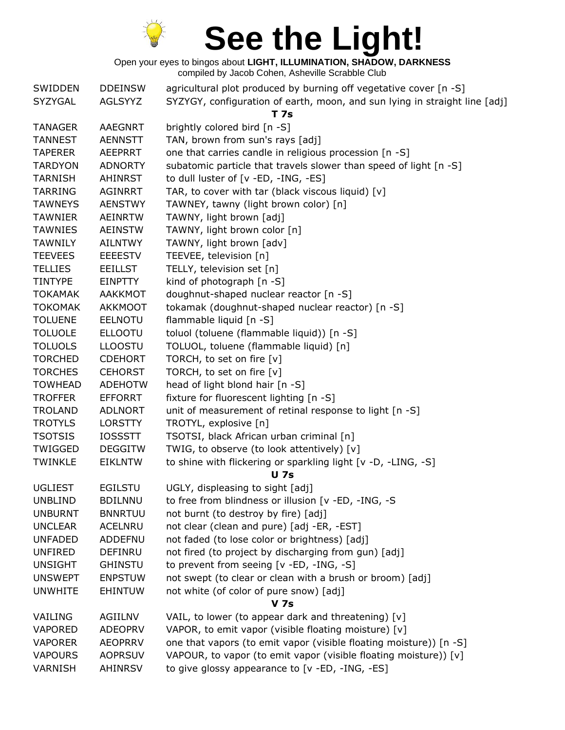# See the Light!

Open your eyes to bingos about **LIGHT, ILLUMINATION, SHADOW, DARKNESS**
compiled by Jacob Cohen, Asheville Scrabble Club

| | | |
|---|---|---|
| SWIDDEN | DDEINSW | agricultural plot produced by burning off vegetative cover [n -S] |
| SYZYGAL | AGLSYYZ | SYZYGY, configuration of earth, moon, and sun lying in straight line [adj] |
| | | **T 7s** |
| TANAGER | AAEGNRT | brightly colored bird [n -S] |
| TANNEST | AENNSTT | TAN, brown from sun's rays [adj] |
| TAPERER | AEEPRRT | one that carries candle in religious procession [n -S] |
| TARDYON | ADNORTY | subatomic particle that travels slower than speed of light [n -S] |
| TARNISH | AHINRST | to dull luster of [v -ED, -ING, -ES] |
| TARRING | AGINRRT | TAR, to cover with tar (black viscous liquid) [v] |
| TAWNEYS | AENSTWY | TAWNEY, tawny (light brown color) [n] |
| TAWNIER | AEINRTW | TAWNY, light brown [adj] |
| TAWNIES | AEINSTW | TAWNY, light brown color [n] |
| TAWNILY | AILNTWY | TAWNY, light brown [adv] |
| TEEVEES | EEEESTV | TEEVEE, television [n] |
| TELLIES | EEILLST | TELLY, television set [n] |
| TINTYPE | EINPTTY | kind of photograph [n -S] |
| TOKAMAK | AAKKMOT | doughnut-shaped nuclear reactor [n -S] |
| TOKOMAK | AKKMOOT | tokamak (doughnut-shaped nuclear reactor) [n -S] |
| TOLUENE | EELNOTU | flammable liquid [n -S] |
| TOLUOLE | ELLOOTU | toluol (toluene (flammable liquid)) [n -S] |
| TOLUOLS | LLOOSTU | TOLUOL, toluene (flammable liquid) [n] |
| TORCHED | CDEHORT | TORCH, to set on fire [v] |
| TORCHES | CEHORST | TORCH, to set on fire [v] |
| TOWHEAD | ADEHOTW | head of light blond hair [n -S] |
| TROFFER | EFFORRT | fixture for fluorescent lighting [n -S] |
| TROLAND | ADLNORT | unit of measurement of retinal response to light [n -S] |
| TROTYLS | LORSTTY | TROTYL, explosive [n] |
| TSOTSIS | IOSSSTT | TSOTSI, black African urban criminal [n] |
| TWIGGED | DEGGITW | TWIG, to observe (to look attentively) [v] |
| TWINKLE | EIKLNTW | to shine with flickering or sparkling light [v -D, -LING, -S] |
| | | **U 7s** |
| UGLIEST | EGILSTU | UGLY, displeasing to sight [adj] |
| UNBLIND | BDILNNU | to free from blindness or illusion [v -ED, -ING, -S |
| UNBURNT | BNNRTUU | not burnt (to destroy by fire) [adj] |
| UNCLEAR | ACELNRU | not clear (clean and pure) [adj -ER, -EST] |
| UNFADED | ADDEFNU | not faded (to lose color or brightness) [adj] |
| UNFIRED | DEFINRU | not fired (to project by discharging from gun) [adj] |
| UNSIGHT | GHINSTU | to prevent from seeing [v -ED, -ING, -S] |
| UNSWEPT | ENPSTUW | not swept (to clear or clean with a brush or broom) [adj] |
| UNWHITE | EHINTUW | not white (of color of pure snow) [adj] |
| | | **V 7s** |
| VAILING | AGIILNV | VAIL, to lower (to appear dark and threatening) [v] |
| VAPORED | ADEOPRV | VAPOR, to emit vapor (visible floating moisture) [v] |
| VAPORER | AEOPRRV | one that vapors (to emit vapor (visible floating moisture)) [n -S] |
| VAPOURS | AOPRSUV | VAPOUR, to vapor (to emit vapor (visible floating moisture)) [v] |
| VARNISH | AHINRSV | to give glossy appearance to [v -ED, -ING, -ES] |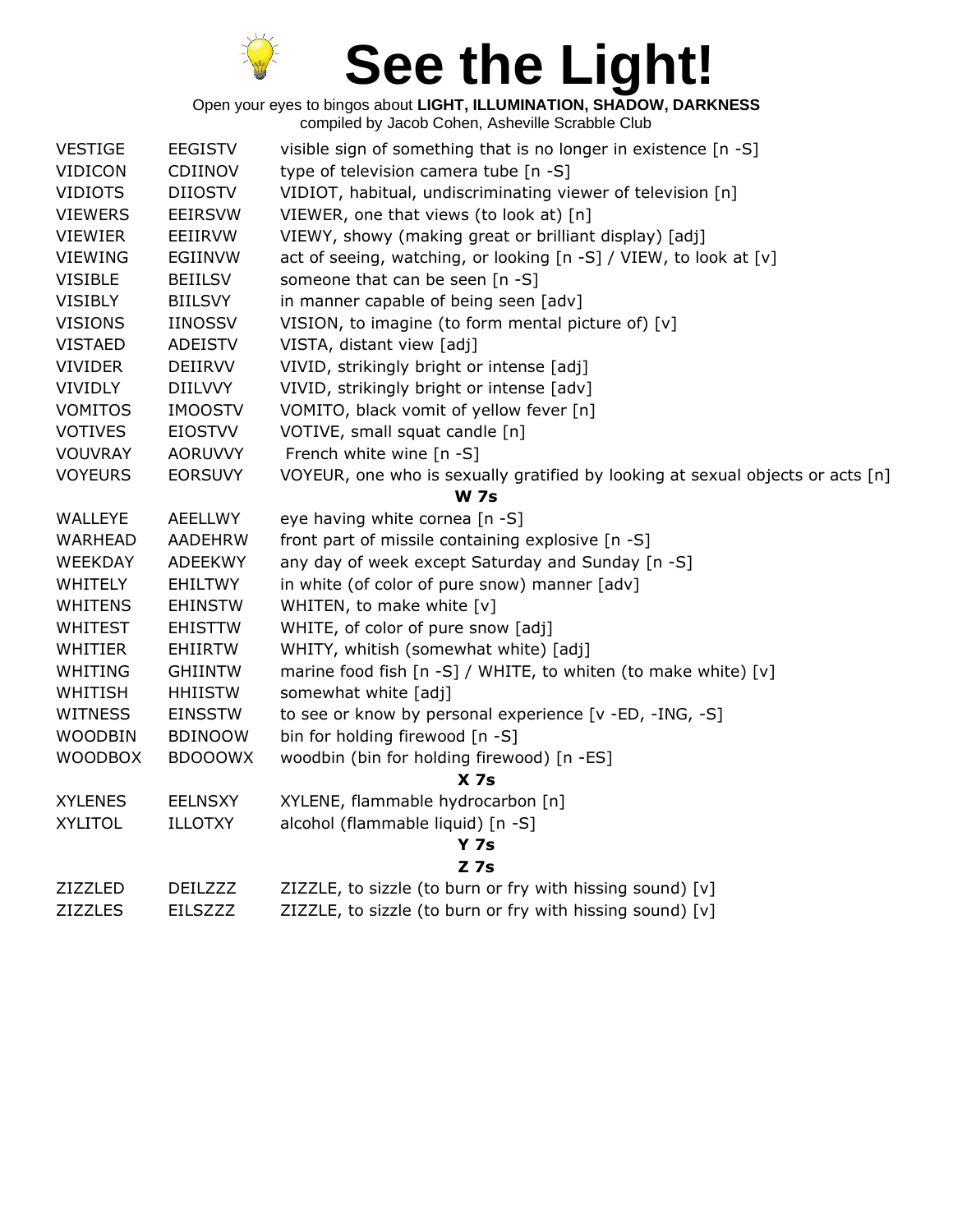# See the Light!

Open your eyes to bingos about **LIGHT, ILLUMINATION, SHADOW, DARKNESS**
compiled by Jacob Cohen, Asheville Scrabble Club

| | | |
|---|---|---|
| VESTIGE | EEGISTV | visible sign of something that is no longer in existence [n -S] |
| VIDICON | CDIINOV | type of television camera tube [n -S] |
| VIDIOTS | DIIOSTV | VIDIOT, habitual, undiscriminating viewer of television [n] |
| VIEWERS | EEIRSVW | VIEWER, one that views (to look at) [n] |
| VIEWIER | EEIIRVW | VIEWY, showy (making great or brilliant display) [adj] |
| VIEWING | EGIINVW | act of seeing, watching, or looking [n -S] / VIEW, to look at [v] |
| VISIBLE | BEIILSV | someone that can be seen [n -S] |
| VISIBLY | BIILSVY | in manner capable of being seen [adv] |
| VISIONS | IINOSSV | VISION, to imagine (to form mental picture of) [v] |
| VISTAED | ADEISTV | VISTA, distant view [adj] |
| VIVIDER | DEIIRVV | VIVID, strikingly bright or intense [adj] |
| VIVIDLY | DIILVVY | VIVID, strikingly bright or intense [adv] |
| VOMITOS | IMOOSTV | VOMITO, black vomit of yellow fever [n] |
| VOTIVES | EIOSTVV | VOTIVE, small squat candle [n] |
| VOUVRAY | AORUVVY | French white wine [n -S] |
| VOYEURS | EORSUVY | VOYEUR, one who is sexually gratified by looking at sexual objects or acts [n] |

**W 7s**

| | | |
|---|---|---|
| WALLEYE | AEELLWY | eye having white cornea [n -S] |
| WARHEAD | AADEHRW | front part of missile containing explosive [n -S] |
| WEEKDAY | ADEEKWY | any day of week except Saturday and Sunday [n -S] |
| WHITELY | EHILTWY | in white (of color of pure snow) manner [adv] |
| WHITENS | EHINSTW | WHITEN, to make white [v] |
| WHITEST | EHISTTW | WHITE, of color of pure snow [adj] |
| WHITIER | EHIIRTW | WHITY, whitish (somewhat white) [adj] |
| WHITING | GHIINTW | marine food fish [n -S] / WHITE, to whiten (to make white) [v] |
| WHITISH | HHIISTW | somewhat white [adj] |
| WITNESS | EINSSTW | to see or know by personal experience [v -ED, -ING, -S] |
| WOODBIN | BDINOOW | bin for holding firewood [n -S] |
| WOODBOX | BDOOOWX | woodbin (bin for holding firewood) [n -ES] |

**X 7s**

| | | |
|---|---|---|
| XYLENES | EELNSXY | XYLENE, flammable hydrocarbon [n] |
| XYLITOL | ILLOTXY | alcohol (flammable liquid) [n -S] |

**Y 7s**

**Z 7s**

| | | |
|---|---|---|
| ZIZZLED | DEILZZZ | ZIZZLE, to sizzle (to burn or fry with hissing sound) [v] |
| ZIZZLES | EILSZZZ | ZIZZLE, to sizzle (to burn or fry with hissing sound) [v] |